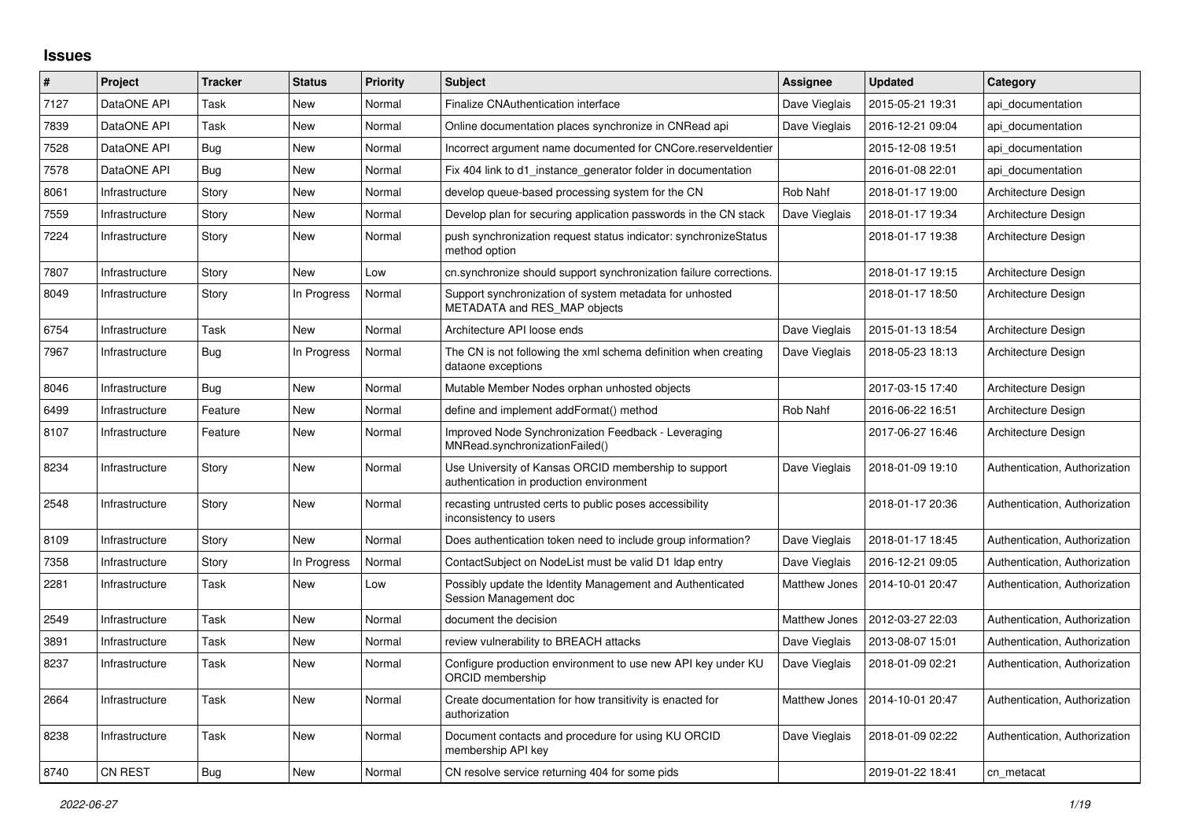# Issues

| # | Project | Tracker | Status | Priority | Subject | Assignee | Updated | Category |
|---|---|---|---|---|---|---|---|---|
| 7127 | DataONE API | Task | New | Normal | Finalize CNAuthentication interface | Dave Vieglais | 2015-05-21 19:31 | api_documentation |
| 7839 | DataONE API | Task | New | Normal | Online documentation places synchronize in CNRead api | Dave Vieglais | 2016-12-21 09:04 | api_documentation |
| 7528 | DataONE API | Bug | New | Normal | Incorrect argument name documented for CNCore.reserveIdentier | | 2015-12-08 19:51 | api_documentation |
| 7578 | DataONE API | Bug | New | Normal | Fix 404 link to d1_instance_generator folder in documentation | | 2016-01-08 22:01 | api_documentation |
| 8061 | Infrastructure | Story | New | Normal | develop queue-based processing system for the CN | Rob Nahf | 2018-01-17 19:00 | Architecture Design |
| 7559 | Infrastructure | Story | New | Normal | Develop plan for securing application passwords in the CN stack | Dave Vieglais | 2018-01-17 19:34 | Architecture Design |
| 7224 | Infrastructure | Story | New | Normal | push synchronization request status indicator: synchronizeStatus method option | | 2018-01-17 19:38 | Architecture Design |
| 7807 | Infrastructure | Story | New | Low | cn.synchronize should support synchronization failure corrections. | | 2018-01-17 19:15 | Architecture Design |
| 8049 | Infrastructure | Story | In Progress | Normal | Support synchronization of system metadata for unhosted METADATA and RES_MAP objects | | 2018-01-17 18:50 | Architecture Design |
| 6754 | Infrastructure | Task | New | Normal | Architecture API loose ends | Dave Vieglais | 2015-01-13 18:54 | Architecture Design |
| 7967 | Infrastructure | Bug | In Progress | Normal | The CN is not following the xml schema definition when creating dataone exceptions | Dave Vieglais | 2018-05-23 18:13 | Architecture Design |
| 8046 | Infrastructure | Bug | New | Normal | Mutable Member Nodes orphan unhosted objects | | 2017-03-15 17:40 | Architecture Design |
| 6499 | Infrastructure | Feature | New | Normal | define and implement addFormat() method | Rob Nahf | 2016-06-22 16:51 | Architecture Design |
| 8107 | Infrastructure | Feature | New | Normal | Improved Node Synchronization Feedback - Leveraging MNRead.synchronizationFailed() | | 2017-06-27 16:46 | Architecture Design |
| 8234 | Infrastructure | Story | New | Normal | Use University of Kansas ORCID membership to support authentication in production environment | Dave Vieglais | 2018-01-09 19:10 | Authentication, Authorization |
| 2548 | Infrastructure | Story | New | Normal | recasting untrusted certs to public poses accessibility inconsistency to users | | 2018-01-17 20:36 | Authentication, Authorization |
| 8109 | Infrastructure | Story | New | Normal | Does authentication token need to include group information? | Dave Vieglais | 2018-01-17 18:45 | Authentication, Authorization |
| 7358 | Infrastructure | Story | In Progress | Normal | ContactSubject on NodeList must be valid D1 ldap entry | Dave Vieglais | 2016-12-21 09:05 | Authentication, Authorization |
| 2281 | Infrastructure | Task | New | Low | Possibly update the Identity Management and Authenticated Session Management doc | Matthew Jones | 2014-10-01 20:47 | Authentication, Authorization |
| 2549 | Infrastructure | Task | New | Normal | document the decision | Matthew Jones | 2012-03-27 22:03 | Authentication, Authorization |
| 3891 | Infrastructure | Task | New | Normal | review vulnerability to BREACH attacks | Dave Vieglais | 2013-08-07 15:01 | Authentication, Authorization |
| 8237 | Infrastructure | Task | New | Normal | Configure production environment to use new API key under KU ORCID membership | Dave Vieglais | 2018-01-09 02:21 | Authentication, Authorization |
| 2664 | Infrastructure | Task | New | Normal | Create documentation for how transitivity is enacted for authorization | Matthew Jones | 2014-10-01 20:47 | Authentication, Authorization |
| 8238 | Infrastructure | Task | New | Normal | Document contacts and procedure for using KU ORCID membership API key | Dave Vieglais | 2018-01-09 02:22 | Authentication, Authorization |
| 8740 | CN REST | Bug | New | Normal | CN resolve service returning 404 for some pids | | 2019-01-22 18:41 | cn_metacat |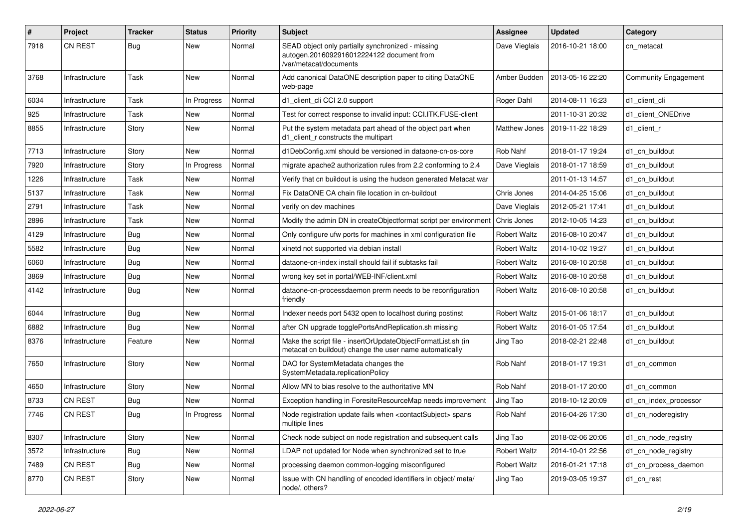| # | Project | Tracker | Status | Priority | Subject | Assignee | Updated | Category |
|---|---|---|---|---|---|---|---|---|
| 7918 | CN REST | Bug | New | Normal | SEAD object only partially synchronized - missing autogen.2016092916012224122 document from /var/metacat/documents | Dave Vieglais | 2016-10-21 18:00 | cn_metacat |
| 3768 | Infrastructure | Task | New | Normal | Add canonical DataONE description paper to citing DataONE web-page | Amber Budden | 2013-05-16 22:20 | Community Engagement |
| 6034 | Infrastructure | Task | In Progress | Normal | d1_client_cli CCI 2.0 support | Roger Dahl | 2014-08-11 16:23 | d1_client_cli |
| 925 | Infrastructure | Task | New | Normal | Test for correct response to invalid input: CCI.ITK.FUSE-client | | 2011-10-31 20:32 | d1_client_ONEDrive |
| 8855 | Infrastructure | Story | New | Normal | Put the system metadata part ahead of the object part when d1_client_r constructs the multipart | Matthew Jones | 2019-11-22 18:29 | d1_client_r |
| 7713 | Infrastructure | Story | New | Normal | d1DebConfig.xml should be versioned in dataone-cn-os-core | Rob Nahf | 2018-01-17 19:24 | d1_cn_buildout |
| 7920 | Infrastructure | Story | In Progress | Normal | migrate apache2 authorization rules from 2.2 conforming to 2.4 | Dave Vieglais | 2018-01-17 18:59 | d1_cn_buildout |
| 1226 | Infrastructure | Task | New | Normal | Verify that cn buildout is using the hudson generated Metacat war | | 2011-01-13 14:57 | d1_cn_buildout |
| 5137 | Infrastructure | Task | New | Normal | Fix DataONE CA chain file location in cn-buildout | Chris Jones | 2014-04-25 15:06 | d1_cn_buildout |
| 2791 | Infrastructure | Task | New | Normal | verify on dev machines | Dave Vieglais | 2012-05-21 17:41 | d1_cn_buildout |
| 2896 | Infrastructure | Task | New | Normal | Modify the admin DN in createObjectformat script per environment | Chris Jones | 2012-10-05 14:23 | d1_cn_buildout |
| 4129 | Infrastructure | Bug | New | Normal | Only configure ufw ports for machines in xml configuration file | Robert Waltz | 2016-08-10 20:47 | d1_cn_buildout |
| 5582 | Infrastructure | Bug | New | Normal | xinetd not supported via debian install | Robert Waltz | 2014-10-02 19:27 | d1_cn_buildout |
| 6060 | Infrastructure | Bug | New | Normal | dataone-cn-index install should fail if subtasks fail | Robert Waltz | 2016-08-10 20:58 | d1_cn_buildout |
| 3869 | Infrastructure | Bug | New | Normal | wrong key set in portal/WEB-INF/client.xml | Robert Waltz | 2016-08-10 20:58 | d1_cn_buildout |
| 4142 | Infrastructure | Bug | New | Normal | dataone-cn-processdaemon prerm needs to be reconfiguration friendly | Robert Waltz | 2016-08-10 20:58 | d1_cn_buildout |
| 6044 | Infrastructure | Bug | New | Normal | Indexer needs port 5432 open to localhost during postinst | Robert Waltz | 2015-01-06 18:17 | d1_cn_buildout |
| 6882 | Infrastructure | Bug | New | Normal | after CN upgrade togglePortsAndReplication.sh missing | Robert Waltz | 2016-01-05 17:54 | d1_cn_buildout |
| 8376 | Infrastructure | Feature | New | Normal | Make the script file - insertOrUpdateObjectFormatList.sh (in metacat cn buildout) change the user name automatically | Jing Tao | 2018-02-21 22:48 | d1_cn_buildout |
| 7650 | Infrastructure | Story | New | Normal | DAO for SystemMetadata changes the SystemMetadata.replicationPolicy | Rob Nahf | 2018-01-17 19:31 | d1_cn_common |
| 4650 | Infrastructure | Story | New | Normal | Allow MN to bias resolve to the authoritative MN | Rob Nahf | 2018-01-17 20:00 | d1_cn_common |
| 8733 | CN REST | Bug | New | Normal | Exception handling in ForesiteResourceMap needs improvement | Jing Tao | 2018-10-12 20:09 | d1_cn_index_processor |
| 7746 | CN REST | Bug | In Progress | Normal | Node registration update fails when <contactSubject> spans multiple lines | Rob Nahf | 2016-04-26 17:30 | d1_cn_noderegistry |
| 8307 | Infrastructure | Story | New | Normal | Check node subject on node registration and subsequent calls | Jing Tao | 2018-02-06 20:06 | d1_cn_node_registry |
| 3572 | Infrastructure | Bug | New | Normal | LDAP not updated for Node when synchronized set to true | Robert Waltz | 2014-10-01 22:56 | d1_cn_node_registry |
| 7489 | CN REST | Bug | New | Normal | processing daemon common-logging misconfigured | Robert Waltz | 2016-01-21 17:18 | d1_cn_process_daemon |
| 8770 | CN REST | Story | New | Normal | Issue with CN handling of encoded identifiers in object/ meta/ node/, others? | Jing Tao | 2019-03-05 19:37 | d1_cn_rest |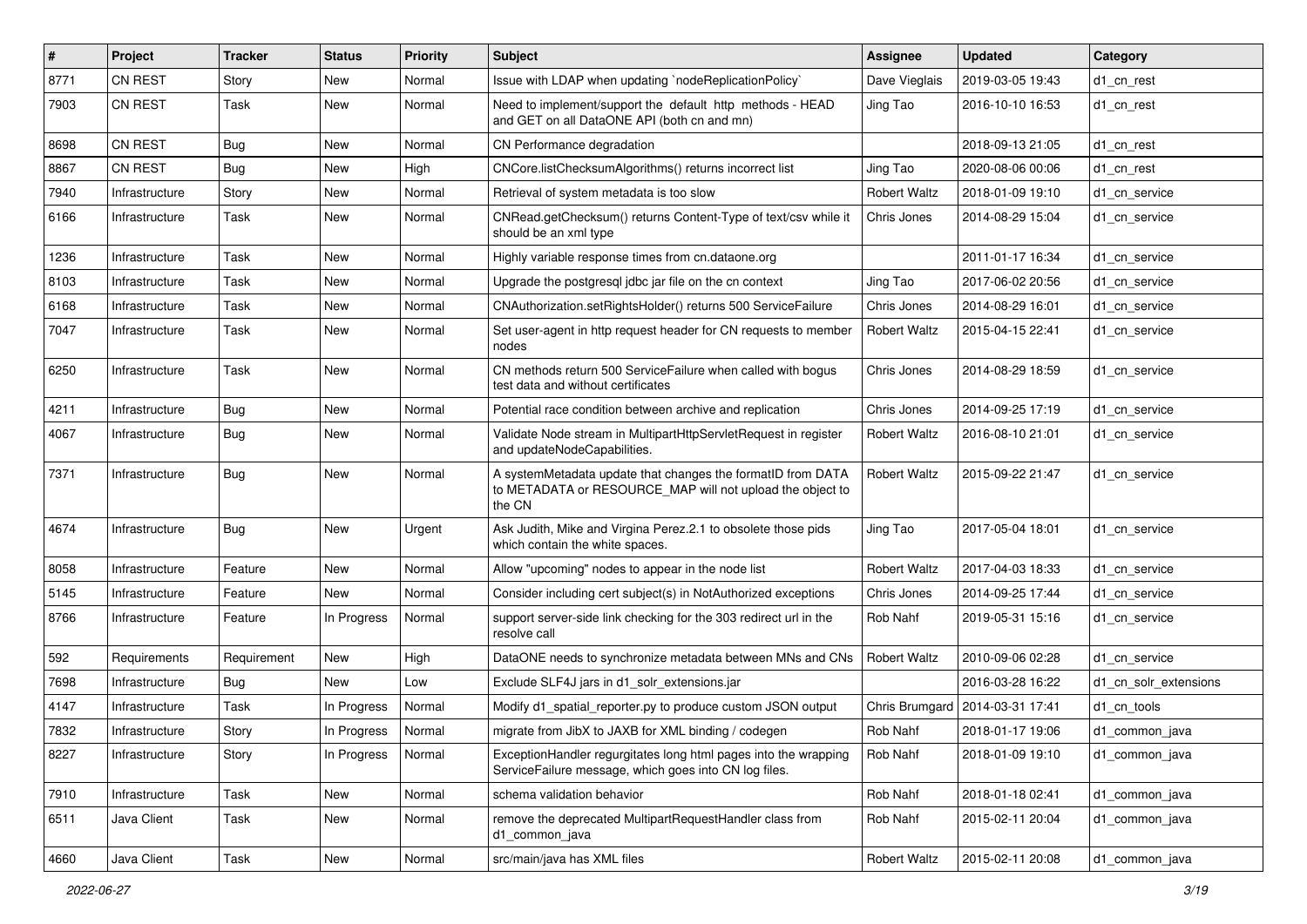| # | Project | Tracker | Status | Priority | Subject | Assignee | Updated | Category |
|---|---|---|---|---|---|---|---|---|
| 8771 | CN REST | Story | New | Normal | Issue with LDAP when updating `nodeReplicationPolicy` | Dave Vieglais | 2019-03-05 19:43 | d1_cn_rest |
| 7903 | CN REST | Task | New | Normal | Need to implement/support the default http methods - HEAD and GET on all DataONE API (both cn and mn) | Jing Tao | 2016-10-10 16:53 | d1_cn_rest |
| 8698 | CN REST | Bug | New | Normal | CN Performance degradation | | 2018-09-13 21:05 | d1_cn_rest |
| 8867 | CN REST | Bug | New | High | CNCore.listChecksumAlgorithms() returns incorrect list | Jing Tao | 2020-08-06 00:06 | d1_cn_rest |
| 7940 | Infrastructure | Story | New | Normal | Retrieval of system metadata is too slow | Robert Waltz | 2018-01-09 19:10 | d1_cn_service |
| 6166 | Infrastructure | Task | New | Normal | CNRead.getChecksum() returns Content-Type of text/csv while it should be an xml type | Chris Jones | 2014-08-29 15:04 | d1_cn_service |
| 1236 | Infrastructure | Task | New | Normal | Highly variable response times from cn.dataone.org | | 2011-01-17 16:34 | d1_cn_service |
| 8103 | Infrastructure | Task | New | Normal | Upgrade the postgresql jdbc jar file on the cn context | Jing Tao | 2017-06-02 20:56 | d1_cn_service |
| 6168 | Infrastructure | Task | New | Normal | CNAuthorization.setRightsHolder() returns 500 ServiceFailure | Chris Jones | 2014-08-29 16:01 | d1_cn_service |
| 7047 | Infrastructure | Task | New | Normal | Set user-agent in http request header for CN requests to member nodes | Robert Waltz | 2015-04-15 22:41 | d1_cn_service |
| 6250 | Infrastructure | Task | New | Normal | CN methods return 500 ServiceFailure when called with bogus test data and without certificates | Chris Jones | 2014-08-29 18:59 | d1_cn_service |
| 4211 | Infrastructure | Bug | New | Normal | Potential race condition between archive and replication | Chris Jones | 2014-09-25 17:19 | d1_cn_service |
| 4067 | Infrastructure | Bug | New | Normal | Validate Node stream in MultipartHttpServletRequest in register and updateNodeCapabilities. | Robert Waltz | 2016-08-10 21:01 | d1_cn_service |
| 7371 | Infrastructure | Bug | New | Normal | A systemMetadata update that changes the formatID from DATA to METADATA or RESOURCE_MAP will not upload the object to the CN | Robert Waltz | 2015-09-22 21:47 | d1_cn_service |
| 4674 | Infrastructure | Bug | New | Urgent | Ask Judith, Mike and Virgina Perez.2.1 to obsolete those pids which contain the white spaces. | Jing Tao | 2017-05-04 18:01 | d1_cn_service |
| 8058 | Infrastructure | Feature | New | Normal | Allow "upcoming" nodes to appear in the node list | Robert Waltz | 2017-04-03 18:33 | d1_cn_service |
| 5145 | Infrastructure | Feature | New | Normal | Consider including cert subject(s) in NotAuthorized exceptions | Chris Jones | 2014-09-25 17:44 | d1_cn_service |
| 8766 | Infrastructure | Feature | In Progress | Normal | support server-side link checking for the 303 redirect url in the resolve call | Rob Nahf | 2019-05-31 15:16 | d1_cn_service |
| 592 | Requirements | Requirement | New | High | DataONE needs to synchronize metadata between MNs and CNs | Robert Waltz | 2010-09-06 02:28 | d1_cn_service |
| 7698 | Infrastructure | Bug | New | Low | Exclude SLF4J jars in d1_solr_extensions.jar | | 2016-03-28 16:22 | d1_cn_solr_extensions |
| 4147 | Infrastructure | Task | In Progress | Normal | Modify d1_spatial_reporter.py to produce custom JSON output | Chris Brumgard | 2014-03-31 17:41 | d1_cn_tools |
| 7832 | Infrastructure | Story | In Progress | Normal | migrate from JibX to JAXB for XML binding / codegen | Rob Nahf | 2018-01-17 19:06 | d1_common_java |
| 8227 | Infrastructure | Story | In Progress | Normal | ExceptionHandler regurgitates long html pages into the wrapping ServiceFailure message, which goes into CN log files. | Rob Nahf | 2018-01-09 19:10 | d1_common_java |
| 7910 | Infrastructure | Task | New | Normal | schema validation behavior | Rob Nahf | 2018-01-18 02:41 | d1_common_java |
| 6511 | Java Client | Task | New | Normal | remove the deprecated MultipartRequestHandler class from d1_common_java | Rob Nahf | 2015-02-11 20:04 | d1_common_java |
| 4660 | Java Client | Task | New | Normal | src/main/java has XML files | Robert Waltz | 2015-02-11 20:08 | d1_common_java |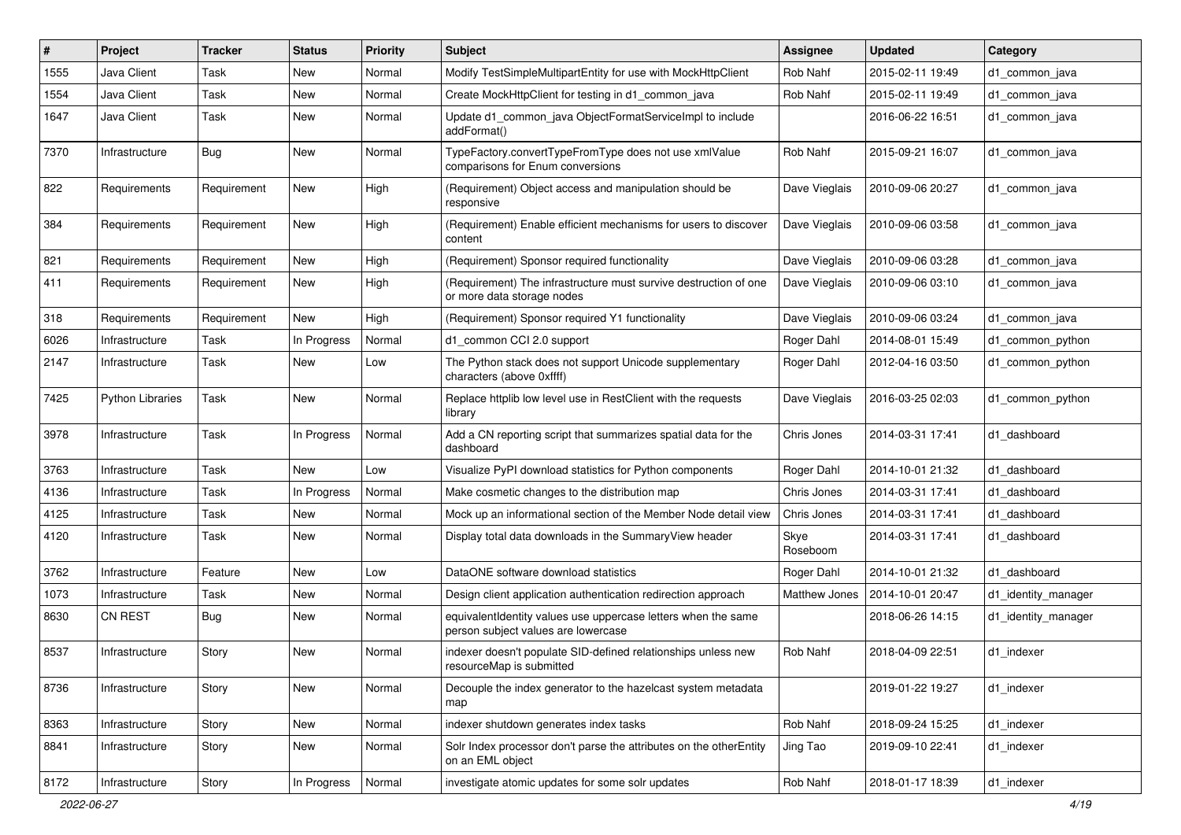| # | Project | Tracker | Status | Priority | Subject | Assignee | Updated | Category |
|---|---|---|---|---|---|---|---|---|
| 1555 | Java Client | Task | New | Normal | Modify TestSimpleMultipartEntity for use with MockHttpClient | Rob Nahf | 2015-02-11 19:49 | d1_common_java |
| 1554 | Java Client | Task | New | Normal | Create MockHttpClient for testing in d1_common_java | Rob Nahf | 2015-02-11 19:49 | d1_common_java |
| 1647 | Java Client | Task | New | Normal | Update d1_common_java ObjectFormatServiceImpl to include addFormat() | | 2016-06-22 16:51 | d1_common_java |
| 7370 | Infrastructure | Bug | New | Normal | TypeFactory.convertTypeFromType does not use xmlValue comparisons for Enum conversions | Rob Nahf | 2015-09-21 16:07 | d1_common_java |
| 822 | Requirements | Requirement | New | High | (Requirement) Object access and manipulation should be responsive | Dave Vieglais | 2010-09-06 20:27 | d1_common_java |
| 384 | Requirements | Requirement | New | High | (Requirement) Enable efficient mechanisms for users to discover content | Dave Vieglais | 2010-09-06 03:58 | d1_common_java |
| 821 | Requirements | Requirement | New | High | (Requirement) Sponsor required functionality | Dave Vieglais | 2010-09-06 03:28 | d1_common_java |
| 411 | Requirements | Requirement | New | High | (Requirement) The infrastructure must survive destruction of one or more data storage nodes | Dave Vieglais | 2010-09-06 03:10 | d1_common_java |
| 318 | Requirements | Requirement | New | High | (Requirement) Sponsor required Y1 functionality | Dave Vieglais | 2010-09-06 03:24 | d1_common_java |
| 6026 | Infrastructure | Task | In Progress | Normal | d1_common CCI 2.0 support | Roger Dahl | 2014-08-01 15:49 | d1_common_python |
| 2147 | Infrastructure | Task | New | Low | The Python stack does not support Unicode supplementary characters (above 0xffff) | Roger Dahl | 2012-04-16 03:50 | d1_common_python |
| 7425 | Python Libraries | Task | New | Normal | Replace httplib low level use in RestClient with the requests library | Dave Vieglais | 2016-03-25 02:03 | d1_common_python |
| 3978 | Infrastructure | Task | In Progress | Normal | Add a CN reporting script that summarizes spatial data for the dashboard | Chris Jones | 2014-03-31 17:41 | d1_dashboard |
| 3763 | Infrastructure | Task | New | Low | Visualize PyPI download statistics for Python components | Roger Dahl | 2014-10-01 21:32 | d1_dashboard |
| 4136 | Infrastructure | Task | In Progress | Normal | Make cosmetic changes to the distribution map | Chris Jones | 2014-03-31 17:41 | d1_dashboard |
| 4125 | Infrastructure | Task | New | Normal | Mock up an informational section of the Member Node detail view | Chris Jones | 2014-03-31 17:41 | d1_dashboard |
| 4120 | Infrastructure | Task | New | Normal | Display total data downloads in the SummaryView header | Skye Roseboom | 2014-03-31 17:41 | d1_dashboard |
| 3762 | Infrastructure | Feature | New | Low | DataONE software download statistics | Roger Dahl | 2014-10-01 21:32 | d1_dashboard |
| 1073 | Infrastructure | Task | New | Normal | Design client application authentication redirection approach | Matthew Jones | 2014-10-01 20:47 | d1_identity_manager |
| 8630 | CN REST | Bug | New | Normal | equivalentIdentity values use uppercase letters when the same person subject values are lowercase | | 2018-06-26 14:15 | d1_identity_manager |
| 8537 | Infrastructure | Story | New | Normal | indexer doesn't populate SID-defined relationships unless new resourceMap is submitted | Rob Nahf | 2018-04-09 22:51 | d1_indexer |
| 8736 | Infrastructure | Story | New | Normal | Decouple the index generator to the hazelcast system metadata map | | 2019-01-22 19:27 | d1_indexer |
| 8363 | Infrastructure | Story | New | Normal | indexer shutdown generates index tasks | Rob Nahf | 2018-09-24 15:25 | d1_indexer |
| 8841 | Infrastructure | Story | New | Normal | Solr Index processor don't parse the attributes on the otherEntity on an EML object | Jing Tao | 2019-09-10 22:41 | d1_indexer |
| 8172 | Infrastructure | Story | In Progress | Normal | investigate atomic updates for some solr updates | Rob Nahf | 2018-01-17 18:39 | d1_indexer |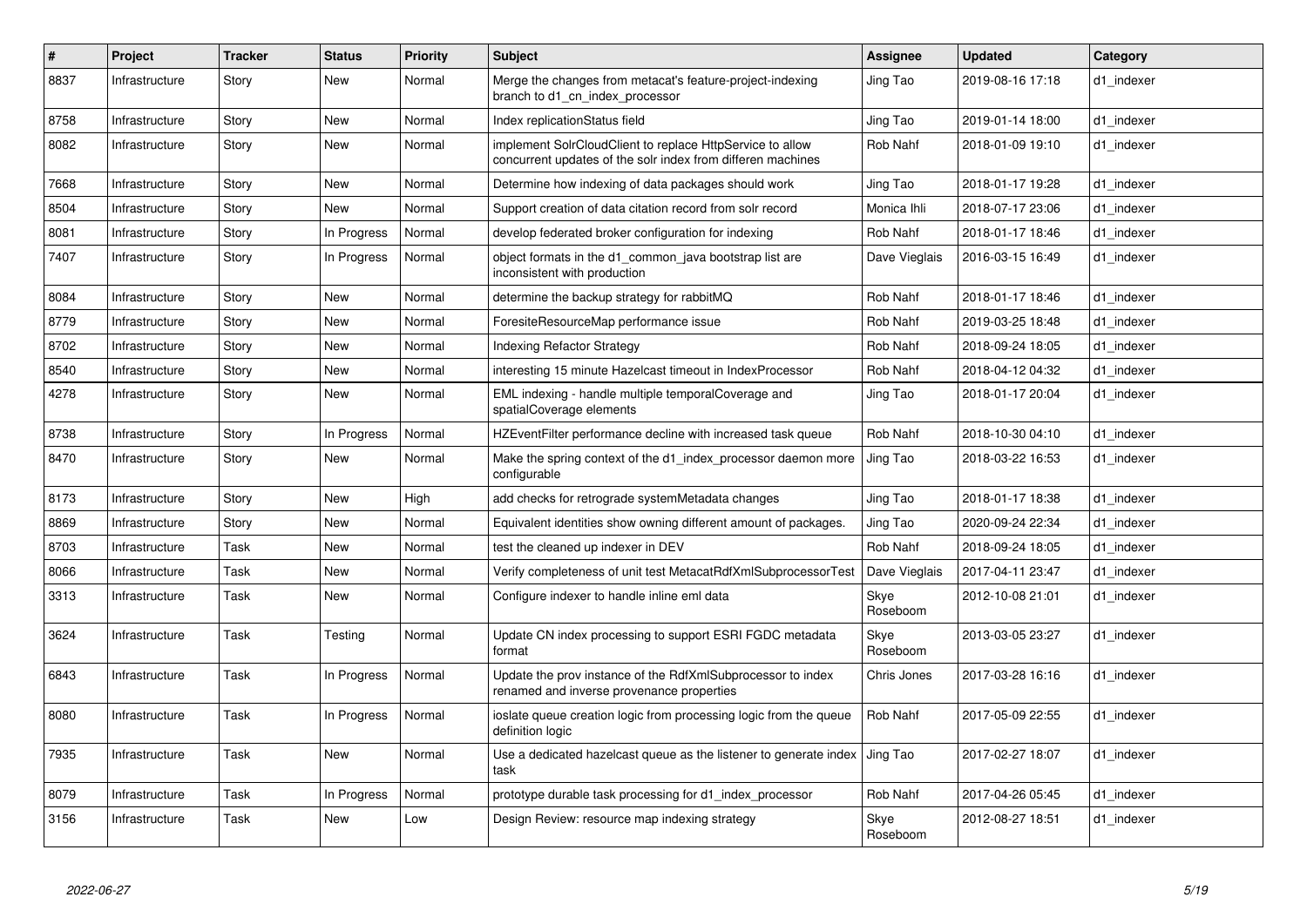| # | Project | Tracker | Status | Priority | Subject | Assignee | Updated | Category |
|---|---|---|---|---|---|---|---|---|
| 8837 | Infrastructure | Story | New | Normal | Merge the changes from metacat's feature-project-indexing branch to d1_cn_index_processor | Jing Tao | 2019-08-16 17:18 | d1_indexer |
| 8758 | Infrastructure | Story | New | Normal | Index replicationStatus field | Jing Tao | 2019-01-14 18:00 | d1_indexer |
| 8082 | Infrastructure | Story | New | Normal | implement SolrCloudClient to replace HttpService to allow concurrent updates of the solr index from differen machines | Rob Nahf | 2018-01-09 19:10 | d1_indexer |
| 7668 | Infrastructure | Story | New | Normal | Determine how indexing of data packages should work | Jing Tao | 2018-01-17 19:28 | d1_indexer |
| 8504 | Infrastructure | Story | New | Normal | Support creation of data citation record from solr record | Monica Ihli | 2018-07-17 23:06 | d1_indexer |
| 8081 | Infrastructure | Story | In Progress | Normal | develop federated broker configuration for indexing | Rob Nahf | 2018-01-17 18:46 | d1_indexer |
| 7407 | Infrastructure | Story | In Progress | Normal | object formats in the d1_common_java bootstrap list are inconsistent with production | Dave Vieglais | 2016-03-15 16:49 | d1_indexer |
| 8084 | Infrastructure | Story | New | Normal | determine the backup strategy for rabbitMQ | Rob Nahf | 2018-01-17 18:46 | d1_indexer |
| 8779 | Infrastructure | Story | New | Normal | ForesiteResourceMap performance issue | Rob Nahf | 2019-03-25 18:48 | d1_indexer |
| 8702 | Infrastructure | Story | New | Normal | Indexing Refactor Strategy | Rob Nahf | 2018-09-24 18:05 | d1_indexer |
| 8540 | Infrastructure | Story | New | Normal | interesting 15 minute Hazelcast timeout in IndexProcessor | Rob Nahf | 2018-04-12 04:32 | d1_indexer |
| 4278 | Infrastructure | Story | New | Normal | EML indexing - handle multiple temporalCoverage and spatialCoverage elements | Jing Tao | 2018-01-17 20:04 | d1_indexer |
| 8738 | Infrastructure | Story | In Progress | Normal | HZEventFilter performance decline with increased task queue | Rob Nahf | 2018-10-30 04:10 | d1_indexer |
| 8470 | Infrastructure | Story | New | Normal | Make the spring context of the d1_index_processor daemon more configurable | Jing Tao | 2018-03-22 16:53 | d1_indexer |
| 8173 | Infrastructure | Story | New | High | add checks for retrograde systemMetadata changes | Jing Tao | 2018-01-17 18:38 | d1_indexer |
| 8869 | Infrastructure | Story | New | Normal | Equivalent identities show owning different amount of packages. | Jing Tao | 2020-09-24 22:34 | d1_indexer |
| 8703 | Infrastructure | Task | New | Normal | test the cleaned up indexer in DEV | Rob Nahf | 2018-09-24 18:05 | d1_indexer |
| 8066 | Infrastructure | Task | New | Normal | Verify completeness of unit test MetacatRdfXmlSubprocessorTest | Dave Vieglais | 2017-04-11 23:47 | d1_indexer |
| 3313 | Infrastructure | Task | New | Normal | Configure indexer to handle inline eml data | Skye Roseboom | 2012-10-08 21:01 | d1_indexer |
| 3624 | Infrastructure | Task | Testing | Normal | Update CN index processing to support ESRI FGDC metadata format | Skye Roseboom | 2013-03-05 23:27 | d1_indexer |
| 6843 | Infrastructure | Task | In Progress | Normal | Update the prov instance of the RdfXmlSubprocessor to index renamed and inverse provenance properties | Chris Jones | 2017-03-28 16:16 | d1_indexer |
| 8080 | Infrastructure | Task | In Progress | Normal | ioslate queue creation logic from processing logic from the queue definition logic | Rob Nahf | 2017-05-09 22:55 | d1_indexer |
| 7935 | Infrastructure | Task | New | Normal | Use a dedicated hazelcast queue as the listener to generate index task | Jing Tao | 2017-02-27 18:07 | d1_indexer |
| 8079 | Infrastructure | Task | In Progress | Normal | prototype durable task processing for d1_index_processor | Rob Nahf | 2017-04-26 05:45 | d1_indexer |
| 3156 | Infrastructure | Task | New | Low | Design Review: resource map indexing strategy | Skye Roseboom | 2012-08-27 18:51 | d1_indexer |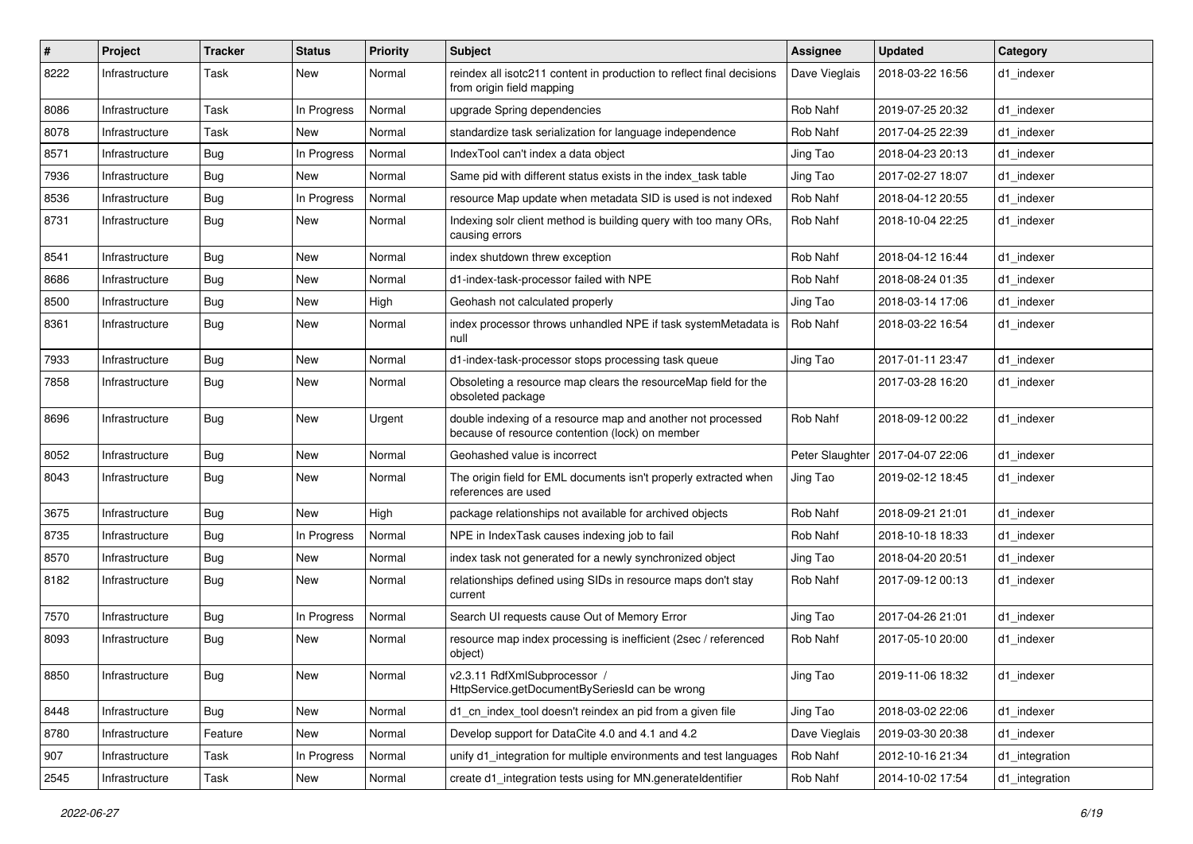| # | Project | Tracker | Status | Priority | Subject | Assignee | Updated | Category |
|---|---|---|---|---|---|---|---|---|
| 8222 | Infrastructure | Task | New | Normal | reindex all isotc211 content in production to reflect final decisions from origin field mapping | Dave Vieglais | 2018-03-22 16:56 | d1_indexer |
| 8086 | Infrastructure | Task | In Progress | Normal | upgrade Spring dependencies | Rob Nahf | 2019-07-25 20:32 | d1_indexer |
| 8078 | Infrastructure | Task | New | Normal | standardize task serialization for language independence | Rob Nahf | 2017-04-25 22:39 | d1_indexer |
| 8571 | Infrastructure | Bug | In Progress | Normal | IndexTool can't index a data object | Jing Tao | 2018-04-23 20:13 | d1_indexer |
| 7936 | Infrastructure | Bug | New | Normal | Same pid with different status exists in the index_task table | Jing Tao | 2017-02-27 18:07 | d1_indexer |
| 8536 | Infrastructure | Bug | In Progress | Normal | resource Map update when metadata SID is used is not indexed | Rob Nahf | 2018-04-12 20:55 | d1_indexer |
| 8731 | Infrastructure | Bug | New | Normal | Indexing solr client method is building query with too many ORs, causing errors | Rob Nahf | 2018-10-04 22:25 | d1_indexer |
| 8541 | Infrastructure | Bug | New | Normal | index shutdown threw exception | Rob Nahf | 2018-04-12 16:44 | d1_indexer |
| 8686 | Infrastructure | Bug | New | Normal | d1-index-task-processor failed with NPE | Rob Nahf | 2018-08-24 01:35 | d1_indexer |
| 8500 | Infrastructure | Bug | New | High | Geohash not calculated properly | Jing Tao | 2018-03-14 17:06 | d1_indexer |
| 8361 | Infrastructure | Bug | New | Normal | index processor throws unhandled NPE if task systemMetadata is null | Rob Nahf | 2018-03-22 16:54 | d1_indexer |
| 7933 | Infrastructure | Bug | New | Normal | d1-index-task-processor stops processing task queue | Jing Tao | 2017-01-11 23:47 | d1_indexer |
| 7858 | Infrastructure | Bug | New | Normal | Obsoleting a resource map clears the resourceMap field for the obsoleted package | | 2017-03-28 16:20 | d1_indexer |
| 8696 | Infrastructure | Bug | New | Urgent | double indexing of a resource map and another not processed because of resource contention (lock) on member | Rob Nahf | 2018-09-12 00:22 | d1_indexer |
| 8052 | Infrastructure | Bug | New | Normal | Geohashed value is incorrect | Peter Slaughter | 2017-04-07 22:06 | d1_indexer |
| 8043 | Infrastructure | Bug | New | Normal | The origin field for EML documents isn't properly extracted when references are used | Jing Tao | 2019-02-12 18:45 | d1_indexer |
| 3675 | Infrastructure | Bug | New | High | package relationships not available for archived objects | Rob Nahf | 2018-09-21 21:01 | d1_indexer |
| 8735 | Infrastructure | Bug | In Progress | Normal | NPE in IndexTask causes indexing job to fail | Rob Nahf | 2018-10-18 18:33 | d1_indexer |
| 8570 | Infrastructure | Bug | New | Normal | index task not generated for a newly synchronized object | Jing Tao | 2018-04-20 20:51 | d1_indexer |
| 8182 | Infrastructure | Bug | New | Normal | relationships defined using SIDs in resource maps don't stay current | Rob Nahf | 2017-09-12 00:13 | d1_indexer |
| 7570 | Infrastructure | Bug | In Progress | Normal | Search UI requests cause Out of Memory Error | Jing Tao | 2017-04-26 21:01 | d1_indexer |
| 8093 | Infrastructure | Bug | New | Normal | resource map index processing is inefficient (2sec / referenced object) | Rob Nahf | 2017-05-10 20:00 | d1_indexer |
| 8850 | Infrastructure | Bug | New | Normal | v2.3.11 RdfXmlSubprocessor / HttpService.getDocumentBySeriesId can be wrong | Jing Tao | 2019-11-06 18:32 | d1_indexer |
| 8448 | Infrastructure | Bug | New | Normal | d1_cn_index_tool doesn't reindex an pid from a given file | Jing Tao | 2018-03-02 22:06 | d1_indexer |
| 8780 | Infrastructure | Feature | New | Normal | Develop support for DataCite 4.0 and 4.1 and 4.2 | Dave Vieglais | 2019-03-30 20:38 | d1_indexer |
| 907 | Infrastructure | Task | In Progress | Normal | unify d1_integration for multiple environments and test languages | Rob Nahf | 2012-10-16 21:34 | d1_integration |
| 2545 | Infrastructure | Task | New | Normal | create d1_integration tests using for MN.generateIdentifier | Rob Nahf | 2014-10-02 17:54 | d1_integration |

*2022-06-27*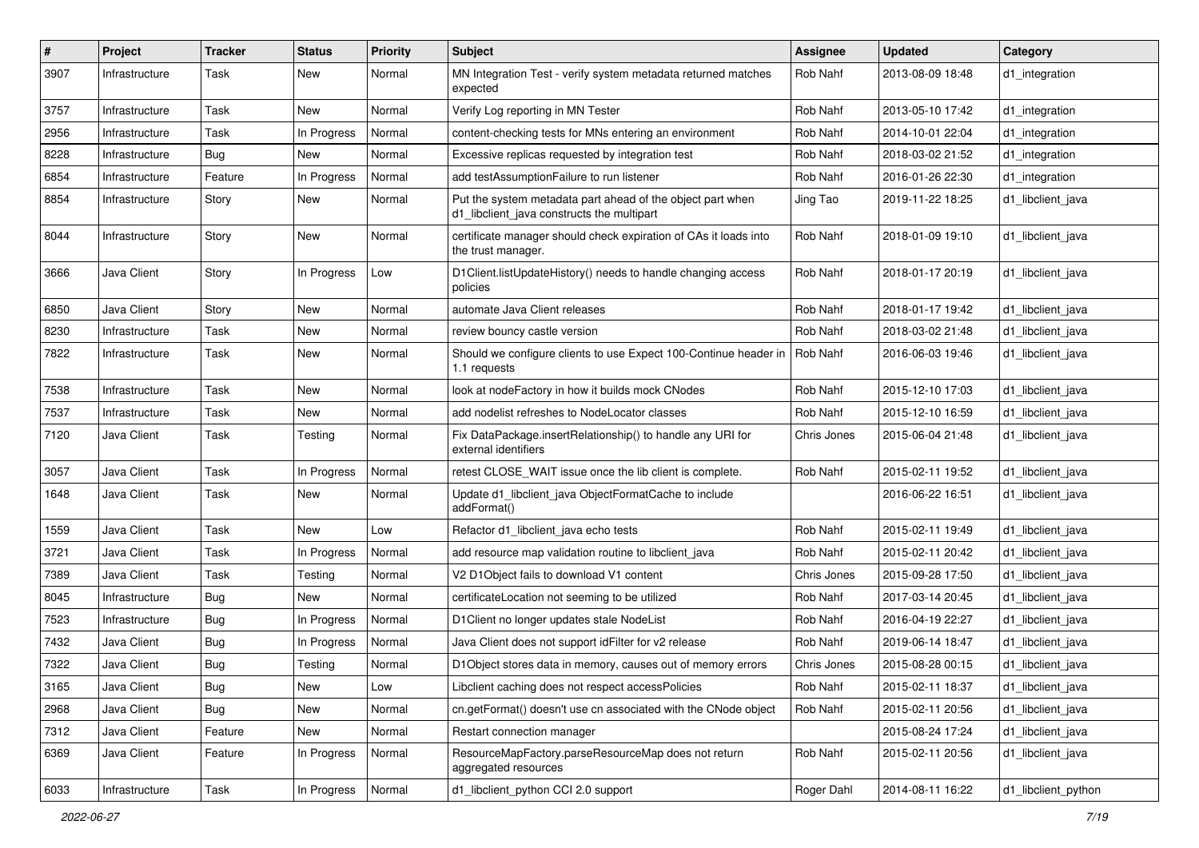| # | Project | Tracker | Status | Priority | Subject | Assignee | Updated | Category |
|---|---|---|---|---|---|---|---|---|
| 3907 | Infrastructure | Task | New | Normal | MN Integration Test - verify system metadata returned matches expected | Rob Nahf | 2013-08-09 18:48 | d1_integration |
| 3757 | Infrastructure | Task | New | Normal | Verify Log reporting in MN Tester | Rob Nahf | 2013-05-10 17:42 | d1_integration |
| 2956 | Infrastructure | Task | In Progress | Normal | content-checking tests for MNs entering an environment | Rob Nahf | 2014-10-01 22:04 | d1_integration |
| 8228 | Infrastructure | Bug | New | Normal | Excessive replicas requested by integration test | Rob Nahf | 2018-03-02 21:52 | d1_integration |
| 6854 | Infrastructure | Feature | In Progress | Normal | add testAssumptionFailure to run listener | Rob Nahf | 2016-01-26 22:30 | d1_integration |
| 8854 | Infrastructure | Story | New | Normal | Put the system metadata part ahead of the object part when d1_libclient_java constructs the multipart | Jing Tao | 2019-11-22 18:25 | d1_libclient_java |
| 8044 | Infrastructure | Story | New | Normal | certificate manager should check expiration of CAs it loads into the trust manager. | Rob Nahf | 2018-01-09 19:10 | d1_libclient_java |
| 3666 | Java Client | Story | In Progress | Low | D1Client.listUpdateHistory() needs to handle changing access policies | Rob Nahf | 2018-01-17 20:19 | d1_libclient_java |
| 6850 | Java Client | Story | New | Normal | automate Java Client releases | Rob Nahf | 2018-01-17 19:42 | d1_libclient_java |
| 8230 | Infrastructure | Task | New | Normal | review bouncy castle version | Rob Nahf | 2018-03-02 21:48 | d1_libclient_java |
| 7822 | Infrastructure | Task | New | Normal | Should we configure clients to use Expect 100-Continue header in 1.1 requests | Rob Nahf | 2016-06-03 19:46 | d1_libclient_java |
| 7538 | Infrastructure | Task | New | Normal | look at nodeFactory in how it builds mock CNodes | Rob Nahf | 2015-12-10 17:03 | d1_libclient_java |
| 7537 | Infrastructure | Task | New | Normal | add nodelist refreshes to NodeLocator classes | Rob Nahf | 2015-12-10 16:59 | d1_libclient_java |
| 7120 | Java Client | Task | Testing | Normal | Fix DataPackage.insertRelationship() to handle any URI for external identifiers | Chris Jones | 2015-06-04 21:48 | d1_libclient_java |
| 3057 | Java Client | Task | In Progress | Normal | retest CLOSE_WAIT issue once the lib client is complete. | Rob Nahf | 2015-02-11 19:52 | d1_libclient_java |
| 1648 | Java Client | Task | New | Normal | Update d1_libclient_java ObjectFormatCache to include addFormat() | | 2016-06-22 16:51 | d1_libclient_java |
| 1559 | Java Client | Task | New | Low | Refactor d1_libclient_java echo tests | Rob Nahf | 2015-02-11 19:49 | d1_libclient_java |
| 3721 | Java Client | Task | In Progress | Normal | add resource map validation routine to libclient_java | Rob Nahf | 2015-02-11 20:42 | d1_libclient_java |
| 7389 | Java Client | Task | Testing | Normal | V2 D1Object fails to download V1 content | Chris Jones | 2015-09-28 17:50 | d1_libclient_java |
| 8045 | Infrastructure | Bug | New | Normal | certificateLocation not seeming to be utilized | Rob Nahf | 2017-03-14 20:45 | d1_libclient_java |
| 7523 | Infrastructure | Bug | In Progress | Normal | D1Client no longer updates stale NodeList | Rob Nahf | 2016-04-19 22:27 | d1_libclient_java |
| 7432 | Java Client | Bug | In Progress | Normal | Java Client does not support idFilter for v2 release | Rob Nahf | 2019-06-14 18:47 | d1_libclient_java |
| 7322 | Java Client | Bug | Testing | Normal | D1Object stores data in memory, causes out of memory errors | Chris Jones | 2015-08-28 00:15 | d1_libclient_java |
| 3165 | Java Client | Bug | New | Low | Libclient caching does not respect accessPolicies | Rob Nahf | 2015-02-11 18:37 | d1_libclient_java |
| 2968 | Java Client | Bug | New | Normal | cn.getFormat() doesn't use cn associated with the CNode object | Rob Nahf | 2015-02-11 20:56 | d1_libclient_java |
| 7312 | Java Client | Feature | New | Normal | Restart connection manager | | 2015-08-24 17:24 | d1_libclient_java |
| 6369 | Java Client | Feature | In Progress | Normal | ResourceMapFactory.parseResourceMap does not return aggregated resources | Rob Nahf | 2015-02-11 20:56 | d1_libclient_java |
| 6033 | Infrastructure | Task | In Progress | Normal | d1_libclient_python CCI 2.0 support | Roger Dahl | 2014-08-11 16:22 | d1_libclient_python |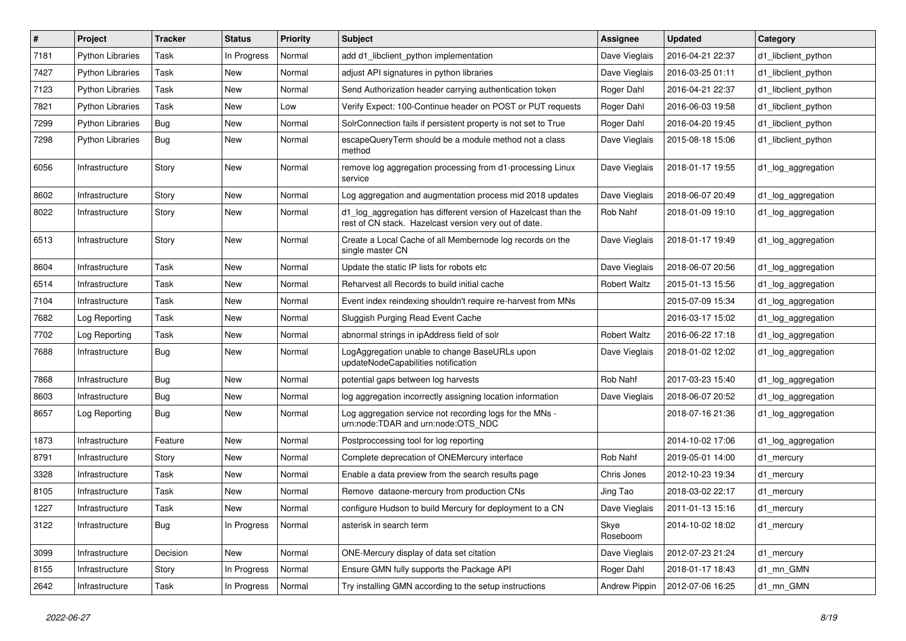| # | Project | Tracker | Status | Priority | Subject | Assignee | Updated | Category |
|---|---|---|---|---|---|---|---|---|
| 7181 | Python Libraries | Task | In Progress | Normal | add d1_libclient_python implementation | Dave Vieglais | 2016-04-21 22:37 | d1_libclient_python |
| 7427 | Python Libraries | Task | New | Normal | adjust API signatures in python libraries | Dave Vieglais | 2016-03-25 01:11 | d1_libclient_python |
| 7123 | Python Libraries | Task | New | Normal | Send Authorization header carrying authentication token | Roger Dahl | 2016-04-21 22:37 | d1_libclient_python |
| 7821 | Python Libraries | Task | New | Low | Verify Expect: 100-Continue header on POST or PUT requests | Roger Dahl | 2016-06-03 19:58 | d1_libclient_python |
| 7299 | Python Libraries | Bug | New | Normal | SolrConnection fails if persistent property is not set to True | Roger Dahl | 2016-04-20 19:45 | d1_libclient_python |
| 7298 | Python Libraries | Bug | New | Normal | escapeQueryTerm should be a module method not a class method | Dave Vieglais | 2015-08-18 15:06 | d1_libclient_python |
| 6056 | Infrastructure | Story | New | Normal | remove log aggregation processing from d1-processing Linux service | Dave Vieglais | 2018-01-17 19:55 | d1_log_aggregation |
| 8602 | Infrastructure | Story | New | Normal | Log aggregation and augmentation process mid 2018 updates | Dave Vieglais | 2018-06-07 20:49 | d1_log_aggregation |
| 8022 | Infrastructure | Story | New | Normal | d1_log_aggregation has different version of Hazelcast than the rest of CN stack. Hazelcast version very out of date. | Rob Nahf | 2018-01-09 19:10 | d1_log_aggregation |
| 6513 | Infrastructure | Story | New | Normal | Create a Local Cache of all Membernode log records on the single master CN | Dave Vieglais | 2018-01-17 19:49 | d1_log_aggregation |
| 8604 | Infrastructure | Task | New | Normal | Update the static IP lists for robots etc | Dave Vieglais | 2018-06-07 20:56 | d1_log_aggregation |
| 6514 | Infrastructure | Task | New | Normal | Reharvest all Records to build initial cache | Robert Waltz | 2015-01-13 15:56 | d1_log_aggregation |
| 7104 | Infrastructure | Task | New | Normal | Event index reindexing shouldn't require re-harvest from MNs | | 2015-07-09 15:34 | d1_log_aggregation |
| 7682 | Log Reporting | Task | New | Normal | Sluggish Purging Read Event Cache | | 2016-03-17 15:02 | d1_log_aggregation |
| 7702 | Log Reporting | Task | New | Normal | abnormal strings in ipAddress field of solr | Robert Waltz | 2016-06-22 17:18 | d1_log_aggregation |
| 7688 | Infrastructure | Bug | New | Normal | LogAggregation unable to change BaseURLs upon updateNodeCapabilities notification | Dave Vieglais | 2018-01-02 12:02 | d1_log_aggregation |
| 7868 | Infrastructure | Bug | New | Normal | potential gaps between log harvests | Rob Nahf | 2017-03-23 15:40 | d1_log_aggregation |
| 8603 | Infrastructure | Bug | New | Normal | log aggregation incorrectly assigning location information | Dave Vieglais | 2018-06-07 20:52 | d1_log_aggregation |
| 8657 | Log Reporting | Bug | New | Normal | Log aggregation service not recording logs for the MNs - urn:node:TDAR and urn:node:OTS_NDC | | 2018-07-16 21:36 | d1_log_aggregation |
| 1873 | Infrastructure | Feature | New | Normal | Postproccessing tool for log reporting | | 2014-10-02 17:06 | d1_log_aggregation |
| 8791 | Infrastructure | Story | New | Normal | Complete deprecation of ONEMercury interface | Rob Nahf | 2019-05-01 14:00 | d1_mercury |
| 3328 | Infrastructure | Task | New | Normal | Enable a data preview from the search results page | Chris Jones | 2012-10-23 19:34 | d1_mercury |
| 8105 | Infrastructure | Task | New | Normal | Remove dataone-mercury from production CNs | Jing Tao | 2018-03-02 22:17 | d1_mercury |
| 1227 | Infrastructure | Task | New | Normal | configure Hudson to build Mercury for deployment to a CN | Dave Vieglais | 2011-01-13 15:16 | d1_mercury |
| 3122 | Infrastructure | Bug | In Progress | Normal | asterisk in search term | Skye Roseboom | 2014-10-02 18:02 | d1_mercury |
| 3099 | Infrastructure | Decision | New | Normal | ONE-Mercury display of data set citation | Dave Vieglais | 2012-07-23 21:24 | d1_mercury |
| 8155 | Infrastructure | Story | In Progress | Normal | Ensure GMN fully supports the Package API | Roger Dahl | 2018-01-17 18:43 | d1_mn_GMN |
| 2642 | Infrastructure | Task | In Progress | Normal | Try installing GMN according to the setup instructions | Andrew Pippin | 2012-07-06 16:25 | d1_mn_GMN |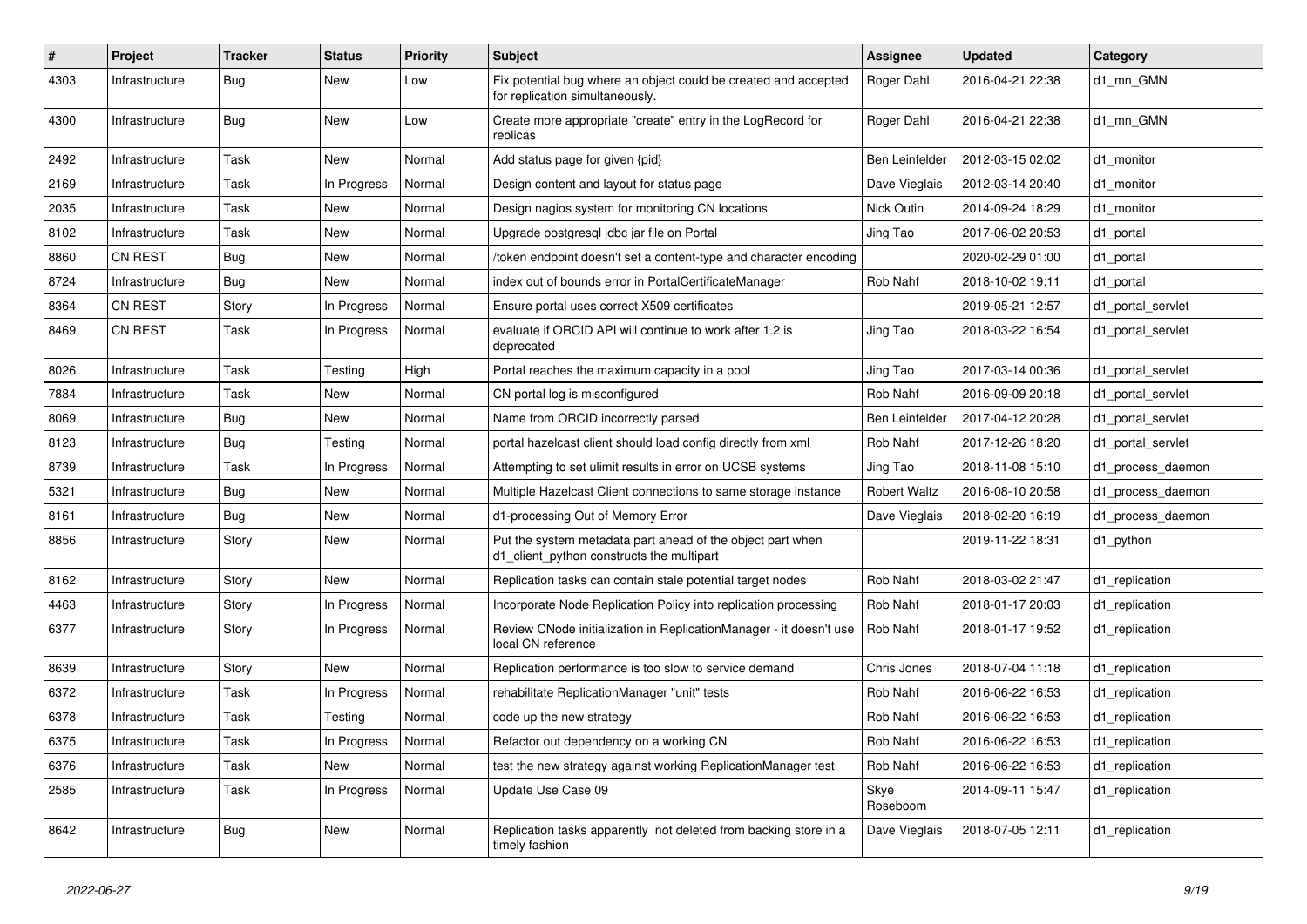| # | Project | Tracker | Status | Priority | Subject | Assignee | Updated | Category |
|---|---|---|---|---|---|---|---|---|
| 4303 | Infrastructure | Bug | New | Low | Fix potential bug where an object could be created and accepted for replication simultaneously. | Roger Dahl | 2016-04-21 22:38 | d1_mn_GMN |
| 4300 | Infrastructure | Bug | New | Low | Create more appropriate "create" entry in the LogRecord for replicas | Roger Dahl | 2016-04-21 22:38 | d1_mn_GMN |
| 2492 | Infrastructure | Task | New | Normal | Add status page for given {pid} | Ben Leinfelder | 2012-03-15 02:02 | d1_monitor |
| 2169 | Infrastructure | Task | In Progress | Normal | Design content and layout for status page | Dave Vieglais | 2012-03-14 20:40 | d1_monitor |
| 2035 | Infrastructure | Task | New | Normal | Design nagios system for monitoring CN locations | Nick Outin | 2014-09-24 18:29 | d1_monitor |
| 8102 | Infrastructure | Task | New | Normal | Upgrade postgresql jdbc jar file on Portal | Jing Tao | 2017-06-02 20:53 | d1_portal |
| 8860 | CN REST | Bug | New | Normal | /token endpoint doesn't set a content-type and character encoding | | 2020-02-29 01:00 | d1_portal |
| 8724 | Infrastructure | Bug | New | Normal | index out of bounds error in PortalCertificateManager | Rob Nahf | 2018-10-02 19:11 | d1_portal |
| 8364 | CN REST | Story | In Progress | Normal | Ensure portal uses correct X509 certificates | | 2019-05-21 12:57 | d1_portal_servlet |
| 8469 | CN REST | Task | In Progress | Normal | evaluate if ORCID API will continue to work after 1.2 is deprecated | Jing Tao | 2018-03-22 16:54 | d1_portal_servlet |
| 8026 | Infrastructure | Task | Testing | High | Portal reaches the maximum capacity in a pool | Jing Tao | 2017-03-14 00:36 | d1_portal_servlet |
| 7884 | Infrastructure | Task | New | Normal | CN portal log is misconfigured | Rob Nahf | 2016-09-09 20:18 | d1_portal_servlet |
| 8069 | Infrastructure | Bug | New | Normal | Name from ORCID incorrectly parsed | Ben Leinfelder | 2017-04-12 20:28 | d1_portal_servlet |
| 8123 | Infrastructure | Bug | Testing | Normal | portal hazelcast client should load config directly from xml | Rob Nahf | 2017-12-26 18:20 | d1_portal_servlet |
| 8739 | Infrastructure | Task | In Progress | Normal | Attempting to set ulimit results in error on UCSB systems | Jing Tao | 2018-11-08 15:10 | d1_process_daemon |
| 5321 | Infrastructure | Bug | New | Normal | Multiple Hazelcast Client connections to same storage instance | Robert Waltz | 2016-08-10 20:58 | d1_process_daemon |
| 8161 | Infrastructure | Bug | New | Normal | d1-processing Out of Memory Error | Dave Vieglais | 2018-02-20 16:19 | d1_process_daemon |
| 8856 | Infrastructure | Story | New | Normal | Put the system metadata part ahead of the object part when d1_client_python constructs the multipart | | 2019-11-22 18:31 | d1_python |
| 8162 | Infrastructure | Story | New | Normal | Replication tasks can contain stale potential target nodes | Rob Nahf | 2018-03-02 21:47 | d1_replication |
| 4463 | Infrastructure | Story | In Progress | Normal | Incorporate Node Replication Policy into replication processing | Rob Nahf | 2018-01-17 20:03 | d1_replication |
| 6377 | Infrastructure | Story | In Progress | Normal | Review CNode initialization in ReplicationManager - it doesn't use local CN reference | Rob Nahf | 2018-01-17 19:52 | d1_replication |
| 8639 | Infrastructure | Story | New | Normal | Replication performance is too slow to service demand | Chris Jones | 2018-07-04 11:18 | d1_replication |
| 6372 | Infrastructure | Task | In Progress | Normal | rehabilitate ReplicationManager "unit" tests | Rob Nahf | 2016-06-22 16:53 | d1_replication |
| 6378 | Infrastructure | Task | Testing | Normal | code up the new strategy | Rob Nahf | 2016-06-22 16:53 | d1_replication |
| 6375 | Infrastructure | Task | In Progress | Normal | Refactor out dependency on a working CN | Rob Nahf | 2016-06-22 16:53 | d1_replication |
| 6376 | Infrastructure | Task | New | Normal | test the new strategy against working ReplicationManager test | Rob Nahf | 2016-06-22 16:53 | d1_replication |
| 2585 | Infrastructure | Task | In Progress | Normal | Update Use Case 09 | Skye Roseboom | 2014-09-11 15:47 | d1_replication |
| 8642 | Infrastructure | Bug | New | Normal | Replication tasks apparently not deleted from backing store in a timely fashion | Dave Vieglais | 2018-07-05 12:11 | d1_replication |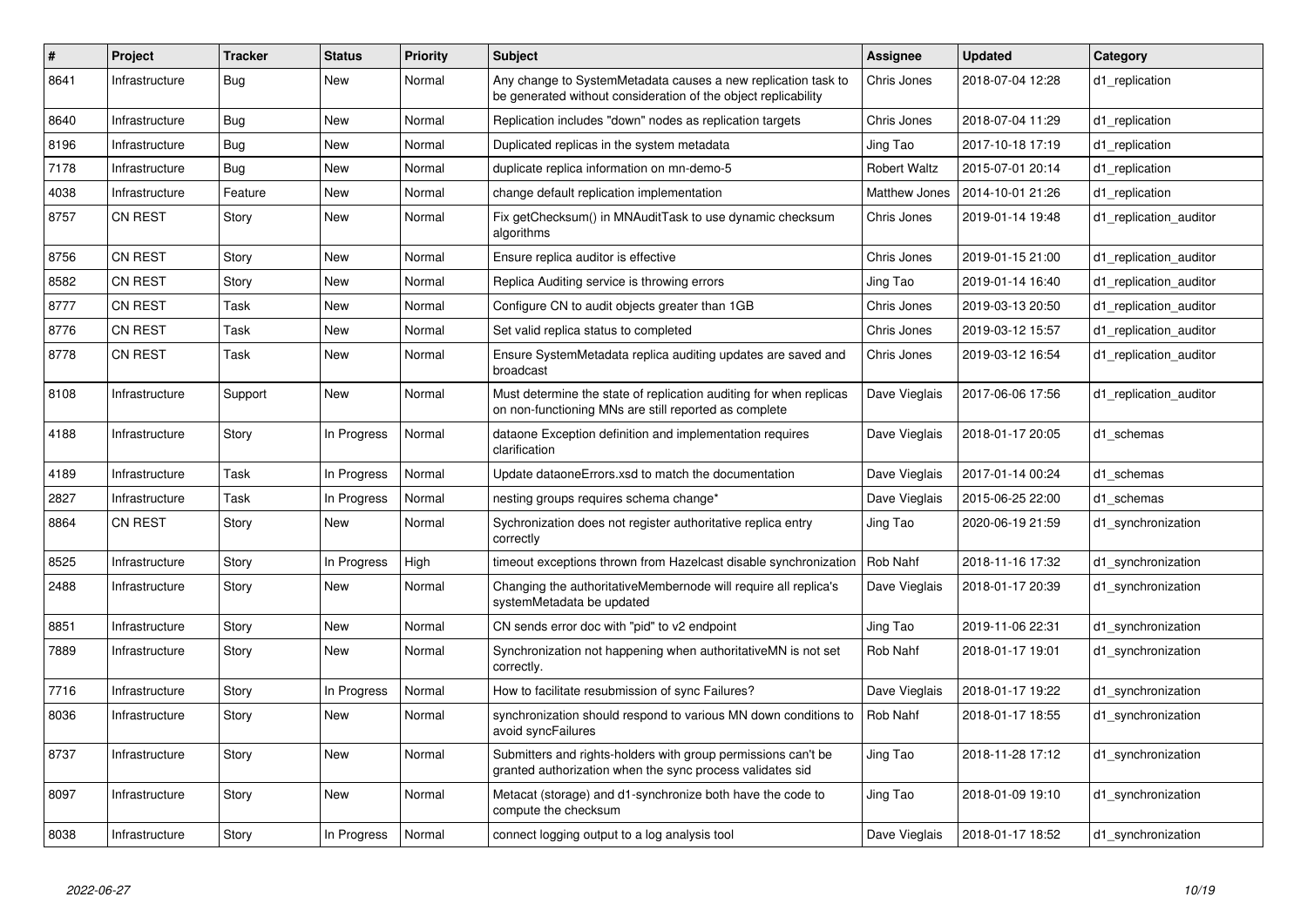| # | Project | Tracker | Status | Priority | Subject | Assignee | Updated | Category |
|---|---|---|---|---|---|---|---|---|
| 8641 | Infrastructure | Bug | New | Normal | Any change to SystemMetadata causes a new replication task to be generated without consideration of the object replicability | Chris Jones | 2018-07-04 12:28 | d1_replication |
| 8640 | Infrastructure | Bug | New | Normal | Replication includes "down" nodes as replication targets | Chris Jones | 2018-07-04 11:29 | d1_replication |
| 8196 | Infrastructure | Bug | New | Normal | Duplicated replicas in the system metadata | Jing Tao | 2017-10-18 17:19 | d1_replication |
| 7178 | Infrastructure | Bug | New | Normal | duplicate replica information on mn-demo-5 | Robert Waltz | 2015-07-01 20:14 | d1_replication |
| 4038 | Infrastructure | Feature | New | Normal | change default replication implementation | Matthew Jones | 2014-10-01 21:26 | d1_replication |
| 8757 | CN REST | Story | New | Normal | Fix getChecksum() in MNAuditTask to use dynamic checksum algorithms | Chris Jones | 2019-01-14 19:48 | d1_replication_auditor |
| 8756 | CN REST | Story | New | Normal | Ensure replica auditor is effective | Chris Jones | 2019-01-15 21:00 | d1_replication_auditor |
| 8582 | CN REST | Story | New | Normal | Replica Auditing service is throwing errors | Jing Tao | 2019-01-14 16:40 | d1_replication_auditor |
| 8777 | CN REST | Task | New | Normal | Configure CN to audit objects greater than 1GB | Chris Jones | 2019-03-13 20:50 | d1_replication_auditor |
| 8776 | CN REST | Task | New | Normal | Set valid replica status to completed | Chris Jones | 2019-03-12 15:57 | d1_replication_auditor |
| 8778 | CN REST | Task | New | Normal | Ensure SystemMetadata replica auditing updates are saved and broadcast | Chris Jones | 2019-03-12 16:54 | d1_replication_auditor |
| 8108 | Infrastructure | Support | New | Normal | Must determine the state of replication auditing for when replicas on non-functioning MNs are still reported as complete | Dave Vieglais | 2017-06-06 17:56 | d1_replication_auditor |
| 4188 | Infrastructure | Story | In Progress | Normal | dataone Exception definition and implementation requires clarification | Dave Vieglais | 2018-01-17 20:05 | d1_schemas |
| 4189 | Infrastructure | Task | In Progress | Normal | Update dataoneErrors.xsd to match the documentation | Dave Vieglais | 2017-01-14 00:24 | d1_schemas |
| 2827 | Infrastructure | Task | In Progress | Normal | nesting groups requires schema change* | Dave Vieglais | 2015-06-25 22:00 | d1_schemas |
| 8864 | CN REST | Story | New | Normal | Sychronization does not register authoritative replica entry correctly | Jing Tao | 2020-06-19 21:59 | d1_synchronization |
| 8525 | Infrastructure | Story | In Progress | High | timeout exceptions thrown from Hazelcast disable synchronization | Rob Nahf | 2018-11-16 17:32 | d1_synchronization |
| 2488 | Infrastructure | Story | New | Normal | Changing the authoritativeMembernode will require all replica's systemMetadata be updated | Dave Vieglais | 2018-01-17 20:39 | d1_synchronization |
| 8851 | Infrastructure | Story | New | Normal | CN sends error doc with "pid" to v2 endpoint | Jing Tao | 2019-11-06 22:31 | d1_synchronization |
| 7889 | Infrastructure | Story | New | Normal | Synchronization not happening when authoritativeMN is not set correctly. | Rob Nahf | 2018-01-17 19:01 | d1_synchronization |
| 7716 | Infrastructure | Story | In Progress | Normal | How to facilitate resubmission of sync Failures? | Dave Vieglais | 2018-01-17 19:22 | d1_synchronization |
| 8036 | Infrastructure | Story | New | Normal | synchronization should respond to various MN down conditions to avoid syncFailures | Rob Nahf | 2018-01-17 18:55 | d1_synchronization |
| 8737 | Infrastructure | Story | New | Normal | Submitters and rights-holders with group permissions can't be granted authorization when the sync process validates sid | Jing Tao | 2018-11-28 17:12 | d1_synchronization |
| 8097 | Infrastructure | Story | New | Normal | Metacat (storage) and d1-synchronize both have the code to compute the checksum | Jing Tao | 2018-01-09 19:10 | d1_synchronization |
| 8038 | Infrastructure | Story | In Progress | Normal | connect logging output to a log analysis tool | Dave Vieglais | 2018-01-17 18:52 | d1_synchronization |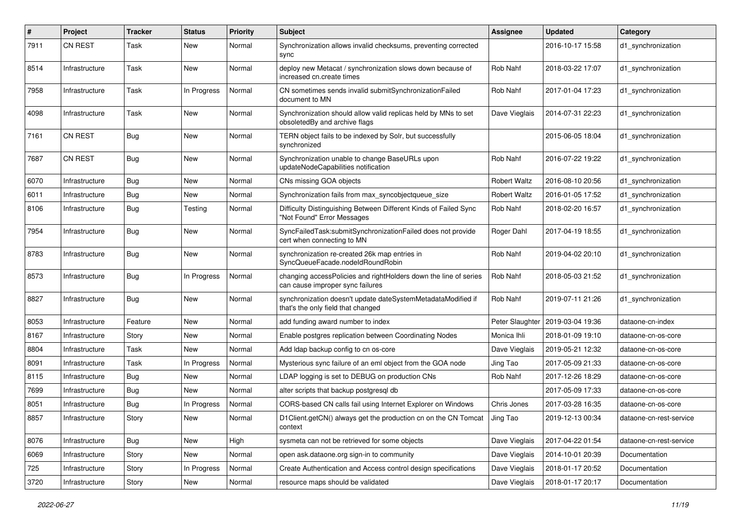| # | Project | Tracker | Status | Priority | Subject | Assignee | Updated | Category |
|---|---|---|---|---|---|---|---|---|
| 7911 | CN REST | Task | New | Normal | Synchronization allows invalid checksums, preventing corrected sync | | 2016-10-17 15:58 | d1_synchronization |
| 8514 | Infrastructure | Task | New | Normal | deploy new Metacat / synchronization slows down because of increased cn.create times | Rob Nahf | 2018-03-22 17:07 | d1_synchronization |
| 7958 | Infrastructure | Task | In Progress | Normal | CN sometimes sends invalid submitSynchronizationFailed document to MN | Rob Nahf | 2017-01-04 17:23 | d1_synchronization |
| 4098 | Infrastructure | Task | New | Normal | Synchronization should allow valid replicas held by MNs to set obsoletedBy and archive flags | Dave Vieglais | 2014-07-31 22:23 | d1_synchronization |
| 7161 | CN REST | Bug | New | Normal | TERN object fails to be indexed by Solr, but successfully synchronized | | 2015-06-05 18:04 | d1_synchronization |
| 7687 | CN REST | Bug | New | Normal | Synchronization unable to change BaseURLs upon updateNodeCapabilities notification | Rob Nahf | 2016-07-22 19:22 | d1_synchronization |
| 6070 | Infrastructure | Bug | New | Normal | CNs missing GOA objects | Robert Waltz | 2016-08-10 20:56 | d1_synchronization |
| 6011 | Infrastructure | Bug | New | Normal | Synchronization fails from max_syncobjectqueue_size | Robert Waltz | 2016-01-05 17:52 | d1_synchronization |
| 8106 | Infrastructure | Bug | Testing | Normal | Difficulty Distinguishing Between Different Kinds of Failed Sync "Not Found" Error Messages | Rob Nahf | 2018-02-20 16:57 | d1_synchronization |
| 7954 | Infrastructure | Bug | New | Normal | SyncFailedTask:submitSynchronizationFailed does not provide cert when connecting to MN | Roger Dahl | 2017-04-19 18:55 | d1_synchronization |
| 8783 | Infrastructure | Bug | New | Normal | synchronization re-created 26k map entries in SyncQueueFacade.nodeIdRoundRobin | Rob Nahf | 2019-04-02 20:10 | d1_synchronization |
| 8573 | Infrastructure | Bug | In Progress | Normal | changing accessPolicies and rightHolders down the line of series can cause improper sync failures | Rob Nahf | 2018-05-03 21:52 | d1_synchronization |
| 8827 | Infrastructure | Bug | New | Normal | synchronization doesn't update dateSystemMetadataModified if that's the only field that changed | Rob Nahf | 2019-07-11 21:26 | d1_synchronization |
| 8053 | Infrastructure | Feature | New | Normal | add funding award number to index | Peter Slaughter | 2019-03-04 19:36 | dataone-cn-index |
| 8167 | Infrastructure | Story | New | Normal | Enable postgres replication between Coordinating Nodes | Monica Ihli | 2018-01-09 19:10 | dataone-cn-os-core |
| 8804 | Infrastructure | Task | New | Normal | Add ldap backup config to cn os-core | Dave Vieglais | 2019-05-21 12:32 | dataone-cn-os-core |
| 8091 | Infrastructure | Task | In Progress | Normal | Mysterious sync failure of an eml object from the GOA node | Jing Tao | 2017-05-09 21:33 | dataone-cn-os-core |
| 8115 | Infrastructure | Bug | New | Normal | LDAP logging is set to DEBUG on production CNs | Rob Nahf | 2017-12-26 18:29 | dataone-cn-os-core |
| 7699 | Infrastructure | Bug | New | Normal | alter scripts that backup postgresql db | | 2017-05-09 17:33 | dataone-cn-os-core |
| 8051 | Infrastructure | Bug | In Progress | Normal | CORS-based CN calls fail using Internet Explorer on Windows | Chris Jones | 2017-03-28 16:35 | dataone-cn-os-core |
| 8857 | Infrastructure | Story | New | Normal | D1Client.getCN() always get the production cn on the CN Tomcat context | Jing Tao | 2019-12-13 00:34 | dataone-cn-rest-service |
| 8076 | Infrastructure | Bug | New | High | sysmeta can not be retrieved for some objects | Dave Vieglais | 2017-04-22 01:54 | dataone-cn-rest-service |
| 6069 | Infrastructure | Story | New | Normal | open ask.dataone.org sign-in to community | Dave Vieglais | 2014-10-01 20:39 | Documentation |
| 725 | Infrastructure | Story | In Progress | Normal | Create Authentication and Access control design specifications | Dave Vieglais | 2018-01-17 20:52 | Documentation |
| 3720 | Infrastructure | Story | New | Normal | resource maps should be validated | Dave Vieglais | 2018-01-17 20:17 | Documentation |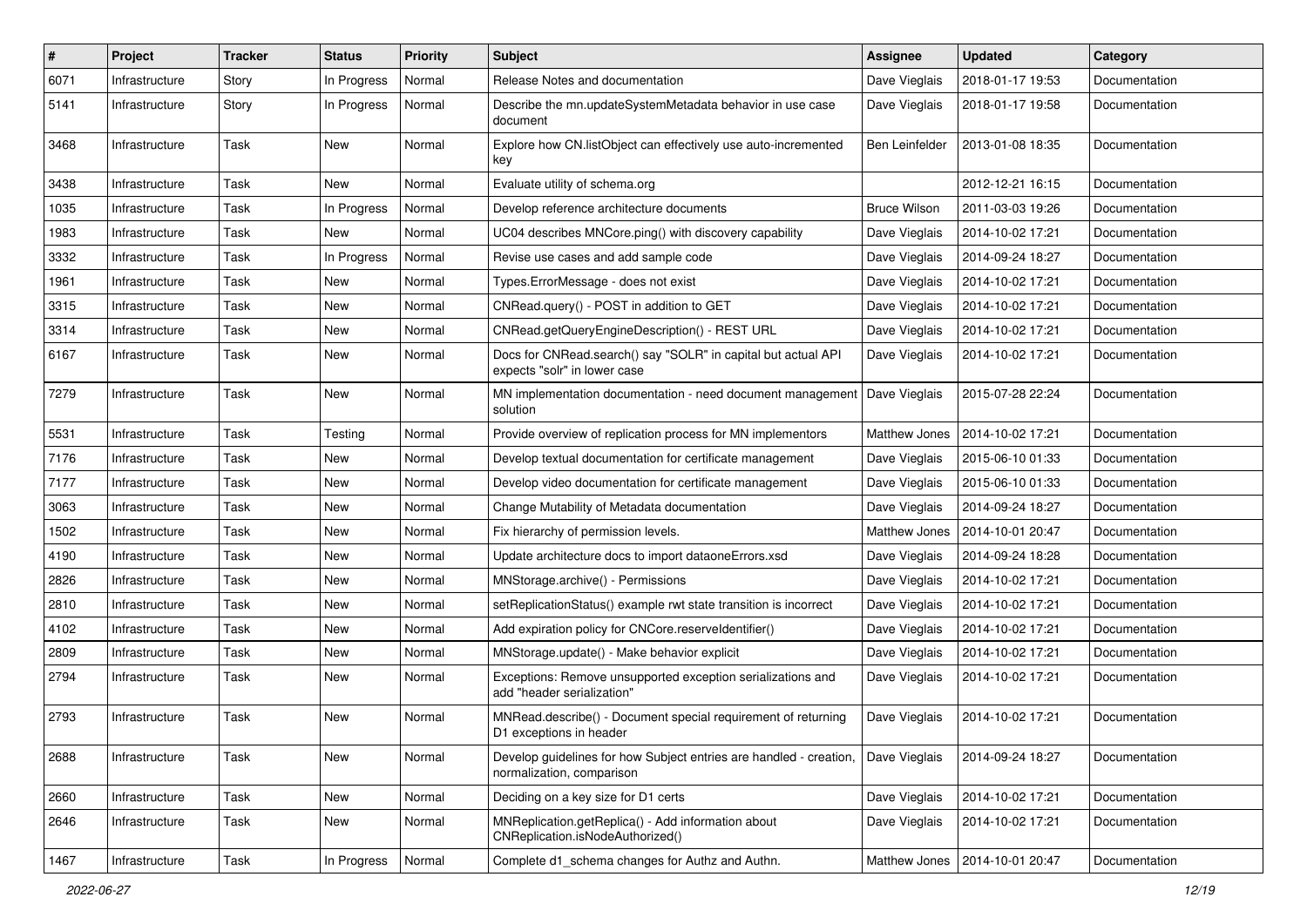| # | Project | Tracker | Status | Priority | Subject | Assignee | Updated | Category |
|---|---|---|---|---|---|---|---|---|
| 6071 | Infrastructure | Story | In Progress | Normal | Release Notes and documentation | Dave Vieglais | 2018-01-17 19:53 | Documentation |
| 5141 | Infrastructure | Story | In Progress | Normal | Describe the mn.updateSystemMetadata behavior in use case document | Dave Vieglais | 2018-01-17 19:58 | Documentation |
| 3468 | Infrastructure | Task | New | Normal | Explore how CN.listObject can effectively use auto-incremented key | Ben Leinfelder | 2013-01-08 18:35 | Documentation |
| 3438 | Infrastructure | Task | New | Normal | Evaluate utility of schema.org | | 2012-12-21 16:15 | Documentation |
| 1035 | Infrastructure | Task | In Progress | Normal | Develop reference architecture documents | Bruce Wilson | 2011-03-03 19:26 | Documentation |
| 1983 | Infrastructure | Task | New | Normal | UC04 describes MNCore.ping() with discovery capability | Dave Vieglais | 2014-10-02 17:21 | Documentation |
| 3332 | Infrastructure | Task | In Progress | Normal | Revise use cases and add sample code | Dave Vieglais | 2014-09-24 18:27 | Documentation |
| 1961 | Infrastructure | Task | New | Normal | Types.ErrorMessage - does not exist | Dave Vieglais | 2014-10-02 17:21 | Documentation |
| 3315 | Infrastructure | Task | New | Normal | CNRead.query() - POST in addition to GET | Dave Vieglais | 2014-10-02 17:21 | Documentation |
| 3314 | Infrastructure | Task | New | Normal | CNRead.getQueryEngineDescription() - REST URL | Dave Vieglais | 2014-10-02 17:21 | Documentation |
| 6167 | Infrastructure | Task | New | Normal | Docs for CNRead.search() say "SOLR" in capital but actual API expects "solr" in lower case | Dave Vieglais | 2014-10-02 17:21 | Documentation |
| 7279 | Infrastructure | Task | New | Normal | MN implementation documentation - need document management solution | Dave Vieglais | 2015-07-28 22:24 | Documentation |
| 5531 | Infrastructure | Task | Testing | Normal | Provide overview of replication process for MN implementors | Matthew Jones | 2014-10-02 17:21 | Documentation |
| 7176 | Infrastructure | Task | New | Normal | Develop textual documentation for certificate management | Dave Vieglais | 2015-06-10 01:33 | Documentation |
| 7177 | Infrastructure | Task | New | Normal | Develop video documentation for certificate management | Dave Vieglais | 2015-06-10 01:33 | Documentation |
| 3063 | Infrastructure | Task | New | Normal | Change Mutability of Metadata documentation | Dave Vieglais | 2014-09-24 18:27 | Documentation |
| 1502 | Infrastructure | Task | New | Normal | Fix hierarchy of permission levels. | Matthew Jones | 2014-10-01 20:47 | Documentation |
| 4190 | Infrastructure | Task | New | Normal | Update architecture docs to import dataoneErrors.xsd | Dave Vieglais | 2014-09-24 18:28 | Documentation |
| 2826 | Infrastructure | Task | New | Normal | MNStorage.archive() - Permissions | Dave Vieglais | 2014-10-02 17:21 | Documentation |
| 2810 | Infrastructure | Task | New | Normal | setReplicationStatus() example rwt state transition is incorrect | Dave Vieglais | 2014-10-02 17:21 | Documentation |
| 4102 | Infrastructure | Task | New | Normal | Add expiration policy for CNCore.reserveIdentifier() | Dave Vieglais | 2014-10-02 17:21 | Documentation |
| 2809 | Infrastructure | Task | New | Normal | MNStorage.update() - Make behavior explicit | Dave Vieglais | 2014-10-02 17:21 | Documentation |
| 2794 | Infrastructure | Task | New | Normal | Exceptions: Remove unsupported exception serializations and add "header serialization" | Dave Vieglais | 2014-10-02 17:21 | Documentation |
| 2793 | Infrastructure | Task | New | Normal | MNRead.describe() - Document special requirement of returning D1 exceptions in header | Dave Vieglais | 2014-10-02 17:21 | Documentation |
| 2688 | Infrastructure | Task | New | Normal | Develop guidelines for how Subject entries are handled - creation, normalization, comparison | Dave Vieglais | 2014-09-24 18:27 | Documentation |
| 2660 | Infrastructure | Task | New | Normal | Deciding on a key size for D1 certs | Dave Vieglais | 2014-10-02 17:21 | Documentation |
| 2646 | Infrastructure | Task | New | Normal | MNReplication.getReplica() - Add information about CNReplication.isNodeAuthorized() | Dave Vieglais | 2014-10-02 17:21 | Documentation |
| 1467 | Infrastructure | Task | In Progress | Normal | Complete d1_schema changes for Authz and Authn. | Matthew Jones | 2014-10-01 20:47 | Documentation |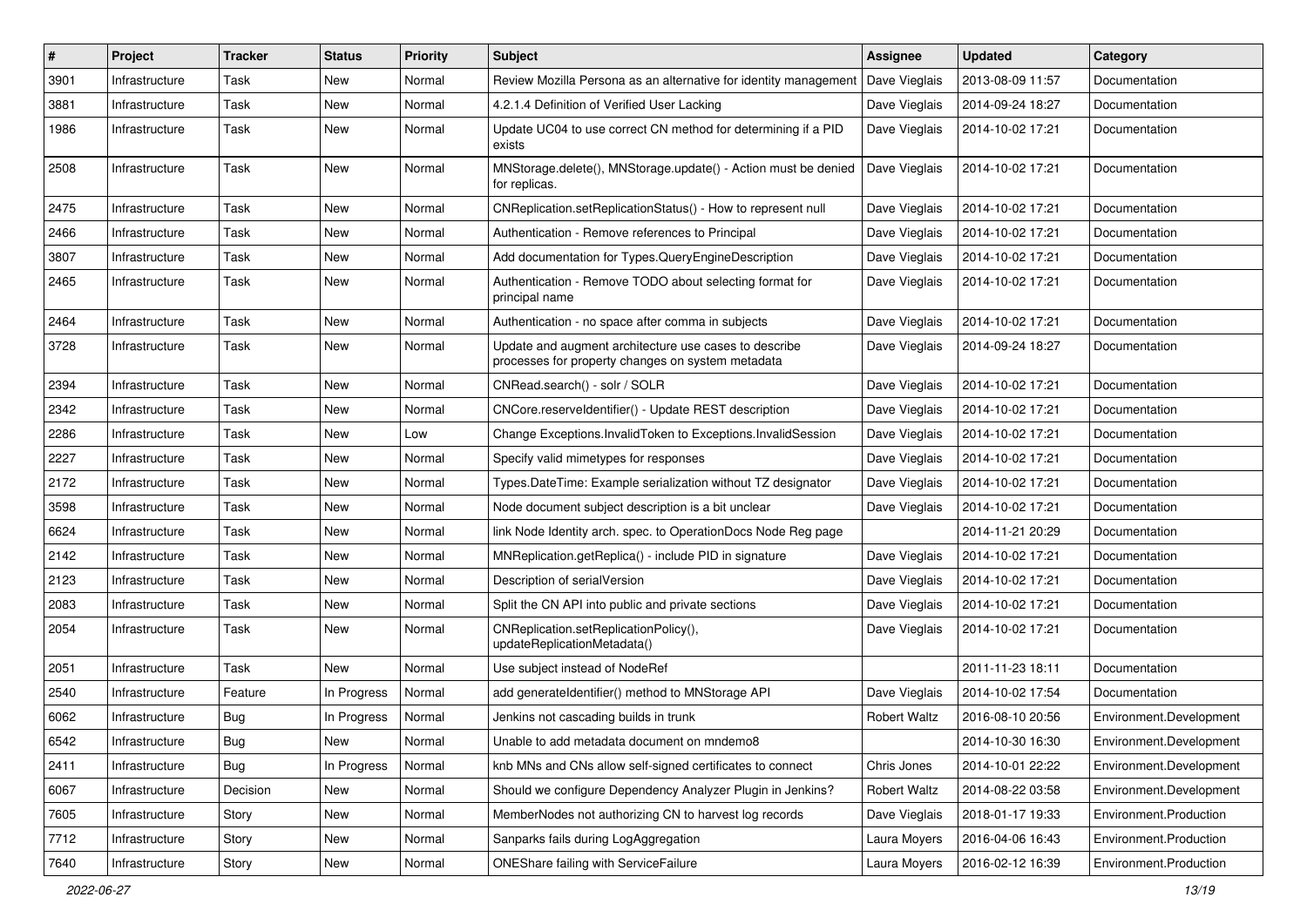| # | Project | Tracker | Status | Priority | Subject | Assignee | Updated | Category |
|---|---|---|---|---|---|---|---|---|
| 3901 | Infrastructure | Task | New | Normal | Review Mozilla Persona as an alternative for identity management | Dave Vieglais | 2013-08-09 11:57 | Documentation |
| 3881 | Infrastructure | Task | New | Normal | 4.2.1.4 Definition of Verified User Lacking | Dave Vieglais | 2014-09-24 18:27 | Documentation |
| 1986 | Infrastructure | Task | New | Normal | Update UC04 to use correct CN method for determining if a PID exists | Dave Vieglais | 2014-10-02 17:21 | Documentation |
| 2508 | Infrastructure | Task | New | Normal | MNStorage.delete(), MNStorage.update() - Action must be denied for replicas. | Dave Vieglais | 2014-10-02 17:21 | Documentation |
| 2475 | Infrastructure | Task | New | Normal | CNReplication.setReplicationStatus() - How to represent null | Dave Vieglais | 2014-10-02 17:21 | Documentation |
| 2466 | Infrastructure | Task | New | Normal | Authentication - Remove references to Principal | Dave Vieglais | 2014-10-02 17:21 | Documentation |
| 3807 | Infrastructure | Task | New | Normal | Add documentation for Types.QueryEngineDescription | Dave Vieglais | 2014-10-02 17:21 | Documentation |
| 2465 | Infrastructure | Task | New | Normal | Authentication - Remove TODO about selecting format for principal name | Dave Vieglais | 2014-10-02 17:21 | Documentation |
| 2464 | Infrastructure | Task | New | Normal | Authentication - no space after comma in subjects | Dave Vieglais | 2014-10-02 17:21 | Documentation |
| 3728 | Infrastructure | Task | New | Normal | Update and augment architecture use cases to describe processes for property changes on system metadata | Dave Vieglais | 2014-09-24 18:27 | Documentation |
| 2394 | Infrastructure | Task | New | Normal | CNRead.search() - solr / SOLR | Dave Vieglais | 2014-10-02 17:21 | Documentation |
| 2342 | Infrastructure | Task | New | Normal | CNCore.reserveIdentifier() - Update REST description | Dave Vieglais | 2014-10-02 17:21 | Documentation |
| 2286 | Infrastructure | Task | New | Low | Change Exceptions.InvalidToken to Exceptions.InvalidSession | Dave Vieglais | 2014-10-02 17:21 | Documentation |
| 2227 | Infrastructure | Task | New | Normal | Specify valid mimetypes for responses | Dave Vieglais | 2014-10-02 17:21 | Documentation |
| 2172 | Infrastructure | Task | New | Normal | Types.DateTime: Example serialization without TZ designator | Dave Vieglais | 2014-10-02 17:21 | Documentation |
| 3598 | Infrastructure | Task | New | Normal | Node document subject description is a bit unclear | Dave Vieglais | 2014-10-02 17:21 | Documentation |
| 6624 | Infrastructure | Task | New | Normal | link Node Identity arch. spec. to OperationDocs Node Reg page | | 2014-11-21 20:29 | Documentation |
| 2142 | Infrastructure | Task | New | Normal | MNReplication.getReplica() - include PID in signature | Dave Vieglais | 2014-10-02 17:21 | Documentation |
| 2123 | Infrastructure | Task | New | Normal | Description of serialVersion | Dave Vieglais | 2014-10-02 17:21 | Documentation |
| 2083 | Infrastructure | Task | New | Normal | Split the CN API into public and private sections | Dave Vieglais | 2014-10-02 17:21 | Documentation |
| 2054 | Infrastructure | Task | New | Normal | CNReplication.setReplicationPolicy(), updateReplicationMetadata() | Dave Vieglais | 2014-10-02 17:21 | Documentation |
| 2051 | Infrastructure | Task | New | Normal | Use subject instead of NodeRef | | 2011-11-23 18:11 | Documentation |
| 2540 | Infrastructure | Feature | In Progress | Normal | add generateIdentifier() method to MNStorage API | Dave Vieglais | 2014-10-02 17:54 | Documentation |
| 6062 | Infrastructure | Bug | In Progress | Normal | Jenkins not cascading builds in trunk | Robert Waltz | 2016-08-10 20:56 | Environment.Development |
| 6542 | Infrastructure | Bug | New | Normal | Unable to add metadata document on mndemo8 | | 2014-10-30 16:30 | Environment.Development |
| 2411 | Infrastructure | Bug | In Progress | Normal | knb MNs and CNs allow self-signed certificates to connect | Chris Jones | 2014-10-01 22:22 | Environment.Development |
| 6067 | Infrastructure | Decision | New | Normal | Should we configure Dependency Analyzer Plugin in Jenkins? | Robert Waltz | 2014-08-22 03:58 | Environment.Development |
| 7605 | Infrastructure | Story | New | Normal | MemberNodes not authorizing CN to harvest log records | Dave Vieglais | 2018-01-17 19:33 | Environment.Production |
| 7712 | Infrastructure | Story | New | Normal | Sanparks fails during LogAggregation | Laura Moyers | 2016-04-06 16:43 | Environment.Production |
| 7640 | Infrastructure | Story | New | Normal | ONEShare failing with ServiceFailure | Laura Moyers | 2016-02-12 16:39 | Environment.Production |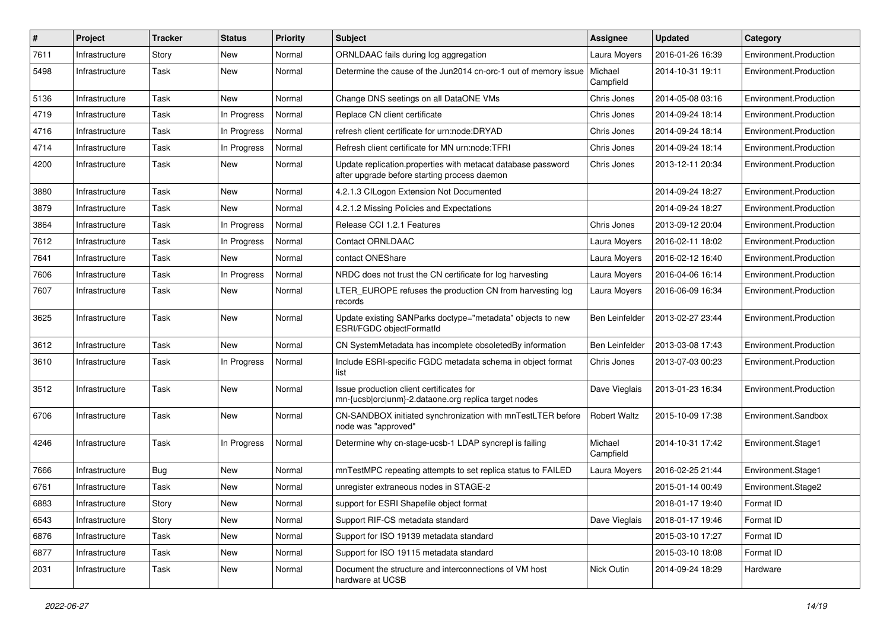| # | Project | Tracker | Status | Priority | Subject | Assignee | Updated | Category |
|---|---|---|---|---|---|---|---|---|
| 7611 | Infrastructure | Story | New | Normal | ORNLDAAC fails during log aggregation | Laura Moyers | 2016-01-26 16:39 | Environment.Production |
| 5498 | Infrastructure | Task | New | Normal | Determine the cause of the Jun2014 cn-orc-1 out of memory issue | Michael Campfield | 2014-10-31 19:11 | Environment.Production |
| 5136 | Infrastructure | Task | New | Normal | Change DNS seetings on all DataONE VMs | Chris Jones | 2014-05-08 03:16 | Environment.Production |
| 4719 | Infrastructure | Task | In Progress | Normal | Replace CN client certificate | Chris Jones | 2014-09-24 18:14 | Environment.Production |
| 4716 | Infrastructure | Task | In Progress | Normal | refresh client certificate for urn:node:DRYAD | Chris Jones | 2014-09-24 18:14 | Environment.Production |
| 4714 | Infrastructure | Task | In Progress | Normal | Refresh client certificate for MN urn:node:TFRI | Chris Jones | 2014-09-24 18:14 | Environment.Production |
| 4200 | Infrastructure | Task | New | Normal | Update replication.properties with metacat database password after upgrade before starting process daemon | Chris Jones | 2013-12-11 20:34 | Environment.Production |
| 3880 | Infrastructure | Task | New | Normal | 4.2.1.3 CILogon Extension Not Documented | | 2014-09-24 18:27 | Environment.Production |
| 3879 | Infrastructure | Task | New | Normal | 4.2.1.2 Missing Policies and Expectations | | 2014-09-24 18:27 | Environment.Production |
| 3864 | Infrastructure | Task | In Progress | Normal | Release CCI 1.2.1 Features | Chris Jones | 2013-09-12 20:04 | Environment.Production |
| 7612 | Infrastructure | Task | In Progress | Normal | Contact ORNLDAAC | Laura Moyers | 2016-02-11 18:02 | Environment.Production |
| 7641 | Infrastructure | Task | New | Normal | contact ONEShare | Laura Moyers | 2016-02-12 16:40 | Environment.Production |
| 7606 | Infrastructure | Task | In Progress | Normal | NRDC does not trust the CN certificate for log harvesting | Laura Moyers | 2016-04-06 16:14 | Environment.Production |
| 7607 | Infrastructure | Task | New | Normal | LTER_EUROPE refuses the production CN from harvesting log records | Laura Moyers | 2016-06-09 16:34 | Environment.Production |
| 3625 | Infrastructure | Task | New | Normal | Update existing SANParks doctype="metadata" objects to new ESRI/FGDC objectFormatId | Ben Leinfelder | 2013-02-27 23:44 | Environment.Production |
| 3612 | Infrastructure | Task | New | Normal | CN SystemMetadata has incomplete obsoletedBy information | Ben Leinfelder | 2013-03-08 17:43 | Environment.Production |
| 3610 | Infrastructure | Task | In Progress | Normal | Include ESRI-specific FGDC metadata schema in object format list | Chris Jones | 2013-07-03 00:23 | Environment.Production |
| 3512 | Infrastructure | Task | New | Normal | Issue production client certificates for mn-{ucsb\|orc\|unm}-2.dataone.org replica target nodes | Dave Vieglais | 2013-01-23 16:34 | Environment.Production |
| 6706 | Infrastructure | Task | New | Normal | CN-SANDBOX initiated synchronization with mnTestLTER before node was "approved" | Robert Waltz | 2015-10-09 17:38 | Environment.Sandbox |
| 4246 | Infrastructure | Task | In Progress | Normal | Determine why cn-stage-ucsb-1 LDAP syncrepl is failing | Michael Campfield | 2014-10-31 17:42 | Environment.Stage1 |
| 7666 | Infrastructure | Bug | New | Normal | mnTestMPC repeating attempts to set replica status to FAILED | Laura Moyers | 2016-02-25 21:44 | Environment.Stage1 |
| 6761 | Infrastructure | Task | New | Normal | unregister extraneous nodes in STAGE-2 | | 2015-01-14 00:49 | Environment.Stage2 |
| 6883 | Infrastructure | Story | New | Normal | support for ESRI Shapefile object format | | 2018-01-17 19:40 | Format ID |
| 6543 | Infrastructure | Story | New | Normal | Support RIF-CS metadata standard | Dave Vieglais | 2018-01-17 19:46 | Format ID |
| 6876 | Infrastructure | Task | New | Normal | Support for ISO 19139 metadata standard | | 2015-03-10 17:27 | Format ID |
| 6877 | Infrastructure | Task | New | Normal | Support for ISO 19115 metadata standard | | 2015-03-10 18:08 | Format ID |
| 2031 | Infrastructure | Task | New | Normal | Document the structure and interconnections of VM host hardware at UCSB | Nick Outin | 2014-09-24 18:29 | Hardware |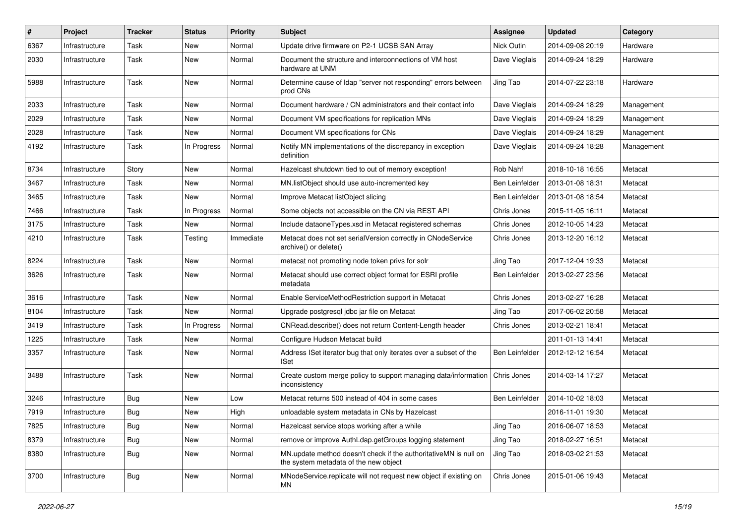| # | Project | Tracker | Status | Priority | Subject | Assignee | Updated | Category |
|---|---|---|---|---|---|---|---|---|
| 6367 | Infrastructure | Task | New | Normal | Update drive firmware on P2-1 UCSB SAN Array | Nick Outin | 2014-09-08 20:19 | Hardware |
| 2030 | Infrastructure | Task | New | Normal | Document the structure and interconnections of VM host hardware at UNM | Dave Vieglais | 2014-09-24 18:29 | Hardware |
| 5988 | Infrastructure | Task | New | Normal | Determine cause of ldap "server not responding" errors between prod CNs | Jing Tao | 2014-07-22 23:18 | Hardware |
| 2033 | Infrastructure | Task | New | Normal | Document hardware / CN administrators and their contact info | Dave Vieglais | 2014-09-24 18:29 | Management |
| 2029 | Infrastructure | Task | New | Normal | Document VM specifications for replication MNs | Dave Vieglais | 2014-09-24 18:29 | Management |
| 2028 | Infrastructure | Task | New | Normal | Document VM specifications for CNs | Dave Vieglais | 2014-09-24 18:29 | Management |
| 4192 | Infrastructure | Task | In Progress | Normal | Notify MN implementations of the discrepancy in exception definition | Dave Vieglais | 2014-09-24 18:28 | Management |
| 8734 | Infrastructure | Story | New | Normal | Hazelcast shutdown tied to out of memory exception! | Rob Nahf | 2018-10-18 16:55 | Metacat |
| 3467 | Infrastructure | Task | New | Normal | MN.listObject should use auto-incremented key | Ben Leinfelder | 2013-01-08 18:31 | Metacat |
| 3465 | Infrastructure | Task | New | Normal | Improve Metacat listObject slicing | Ben Leinfelder | 2013-01-08 18:54 | Metacat |
| 7466 | Infrastructure | Task | In Progress | Normal | Some objects not accessible on the CN via REST API | Chris Jones | 2015-11-05 16:11 | Metacat |
| 3175 | Infrastructure | Task | New | Normal | Include dataoneTypes.xsd in Metacat registered schemas | Chris Jones | 2012-10-05 14:23 | Metacat |
| 4210 | Infrastructure | Task | Testing | Immediate | Metacat does not set serialVersion correctly in CNodeService archive() or delete() | Chris Jones | 2013-12-20 16:12 | Metacat |
| 8224 | Infrastructure | Task | New | Normal | metacat not promoting node token privs for solr | Jing Tao | 2017-12-04 19:33 | Metacat |
| 3626 | Infrastructure | Task | New | Normal | Metacat should use correct object format for ESRI profile metadata | Ben Leinfelder | 2013-02-27 23:56 | Metacat |
| 3616 | Infrastructure | Task | New | Normal | Enable ServiceMethodRestriction support in Metacat | Chris Jones | 2013-02-27 16:28 | Metacat |
| 8104 | Infrastructure | Task | New | Normal | Upgrade postgresql jdbc jar file on Metacat | Jing Tao | 2017-06-02 20:58 | Metacat |
| 3419 | Infrastructure | Task | In Progress | Normal | CNRead.describe() does not return Content-Length header | Chris Jones | 2013-02-21 18:41 | Metacat |
| 1225 | Infrastructure | Task | New | Normal | Configure Hudson Metacat build | | 2011-01-13 14:41 | Metacat |
| 3357 | Infrastructure | Task | New | Normal | Address ISet iterator bug that only iterates over a subset of the ISet | Ben Leinfelder | 2012-12-12 16:54 | Metacat |
| 3488 | Infrastructure | Task | New | Normal | Create custom merge policy to support managing data/information inconsistency | Chris Jones | 2014-03-14 17:27 | Metacat |
| 3246 | Infrastructure | Bug | New | Low | Metacat returns 500 instead of 404 in some cases | Ben Leinfelder | 2014-10-02 18:03 | Metacat |
| 7919 | Infrastructure | Bug | New | High | unloadable system metadata in CNs by Hazelcast | | 2016-11-01 19:30 | Metacat |
| 7825 | Infrastructure | Bug | New | Normal | Hazelcast service stops working after a while | Jing Tao | 2016-06-07 18:53 | Metacat |
| 8379 | Infrastructure | Bug | New | Normal | remove or improve AuthLdap.getGroups logging statement | Jing Tao | 2018-02-27 16:51 | Metacat |
| 8380 | Infrastructure | Bug | New | Normal | MN.update method doesn't check if the authoritativeMN is null on the system metadata of the new object | Jing Tao | 2018-03-02 21:53 | Metacat |
| 3700 | Infrastructure | Bug | New | Normal | MNodeService.replicate will not request new object if existing on MN | Chris Jones | 2015-01-06 19:43 | Metacat |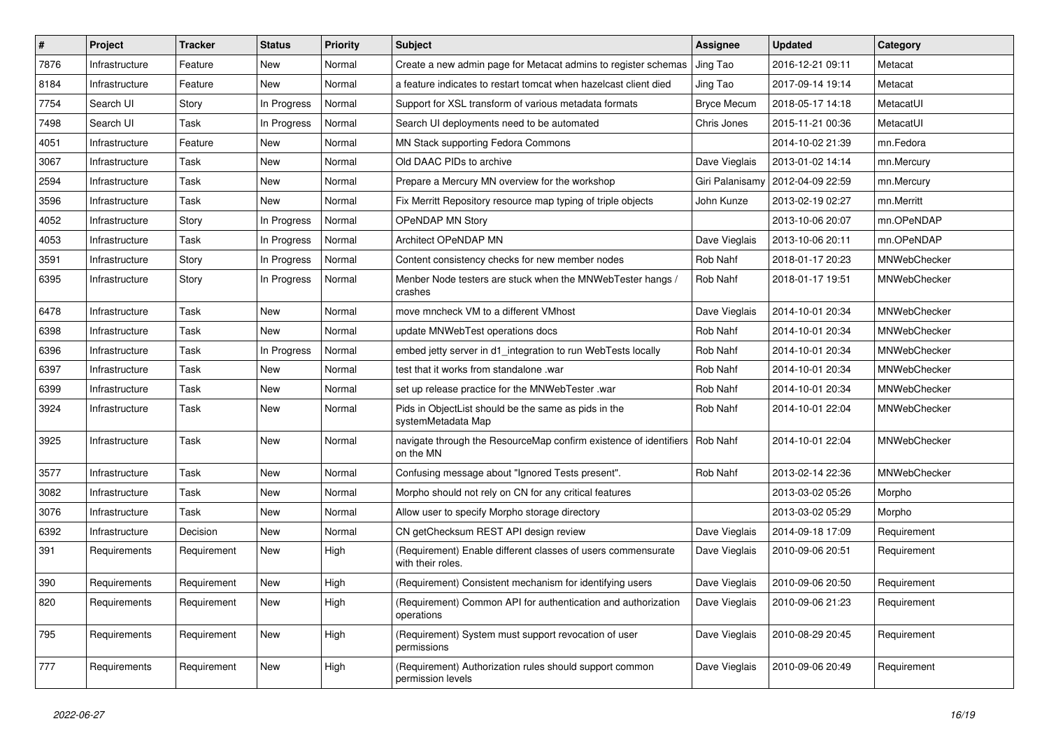| # | Project | Tracker | Status | Priority | Subject | Assignee | Updated | Category |
|---|---|---|---|---|---|---|---|---|
| 7876 | Infrastructure | Feature | New | Normal | Create a new admin page for Metacat admins to register schemas | Jing Tao | 2016-12-21 09:11 | Metacat |
| 8184 | Infrastructure | Feature | New | Normal | a feature indicates to restart tomcat when hazelcast client died | Jing Tao | 2017-09-14 19:14 | Metacat |
| 7754 | Search UI | Story | In Progress | Normal | Support for XSL transform of various metadata formats | Bryce Mecum | 2018-05-17 14:18 | MetacatUI |
| 7498 | Search UI | Task | In Progress | Normal | Search UI deployments need to be automated | Chris Jones | 2015-11-21 00:36 | MetacatUI |
| 4051 | Infrastructure | Feature | New | Normal | MN Stack supporting Fedora Commons | | 2014-10-02 21:39 | mn.Fedora |
| 3067 | Infrastructure | Task | New | Normal | Old DAAC PIDs to archive | Dave Vieglais | 2013-01-02 14:14 | mn.Mercury |
| 2594 | Infrastructure | Task | New | Normal | Prepare a Mercury MN overview for the workshop | Giri Palanisamy | 2012-04-09 22:59 | mn.Mercury |
| 3596 | Infrastructure | Task | New | Normal | Fix Merritt Repository resource map typing of triple objects | John Kunze | 2013-02-19 02:27 | mn.Merritt |
| 4052 | Infrastructure | Story | In Progress | Normal | OPeNDAP MN Story | | 2013-10-06 20:07 | mn.OPeNDAP |
| 4053 | Infrastructure | Task | In Progress | Normal | Architect OPeNDAP MN | Dave Vieglais | 2013-10-06 20:11 | mn.OPeNDAP |
| 3591 | Infrastructure | Story | In Progress | Normal | Content consistency checks for new member nodes | Rob Nahf | 2018-01-17 20:23 | MNWebChecker |
| 6395 | Infrastructure | Story | In Progress | Normal | Menber Node testers are stuck when the MNWebTester hangs / crashes | Rob Nahf | 2018-01-17 19:51 | MNWebChecker |
| 6478 | Infrastructure | Task | New | Normal | move mncheck VM to a different VMhost | Dave Vieglais | 2014-10-01 20:34 | MNWebChecker |
| 6398 | Infrastructure | Task | New | Normal | update MNWebTest operations docs | Rob Nahf | 2014-10-01 20:34 | MNWebChecker |
| 6396 | Infrastructure | Task | In Progress | Normal | embed jetty server in d1_integration to run WebTests locally | Rob Nahf | 2014-10-01 20:34 | MNWebChecker |
| 6397 | Infrastructure | Task | New | Normal | test that it works from standalone .war | Rob Nahf | 2014-10-01 20:34 | MNWebChecker |
| 6399 | Infrastructure | Task | New | Normal | set up release practice for the MNWebTester .war | Rob Nahf | 2014-10-01 20:34 | MNWebChecker |
| 3924 | Infrastructure | Task | New | Normal | Pids in ObjectList should be the same as pids in the systemMetadata Map | Rob Nahf | 2014-10-01 22:04 | MNWebChecker |
| 3925 | Infrastructure | Task | New | Normal | navigate through the ResourceMap confirm existence of identifiers on the MN | Rob Nahf | 2014-10-01 22:04 | MNWebChecker |
| 3577 | Infrastructure | Task | New | Normal | Confusing message about "Ignored Tests present". | Rob Nahf | 2013-02-14 22:36 | MNWebChecker |
| 3082 | Infrastructure | Task | New | Normal | Morpho should not rely on CN for any critical features | | 2013-03-02 05:26 | Morpho |
| 3076 | Infrastructure | Task | New | Normal | Allow user to specify Morpho storage directory | | 2013-03-02 05:29 | Morpho |
| 6392 | Infrastructure | Decision | New | Normal | CN getChecksum REST API design review | Dave Vieglais | 2014-09-18 17:09 | Requirement |
| 391 | Requirements | Requirement | New | High | (Requirement) Enable different classes of users commensurate with their roles. | Dave Vieglais | 2010-09-06 20:51 | Requirement |
| 390 | Requirements | Requirement | New | High | (Requirement) Consistent mechanism for identifying users | Dave Vieglais | 2010-09-06 20:50 | Requirement |
| 820 | Requirements | Requirement | New | High | (Requirement) Common API for authentication and authorization operations | Dave Vieglais | 2010-09-06 21:23 | Requirement |
| 795 | Requirements | Requirement | New | High | (Requirement) System must support revocation of user permissions | Dave Vieglais | 2010-08-29 20:45 | Requirement |
| 777 | Requirements | Requirement | New | High | (Requirement) Authorization rules should support common permission levels | Dave Vieglais | 2010-09-06 20:49 | Requirement |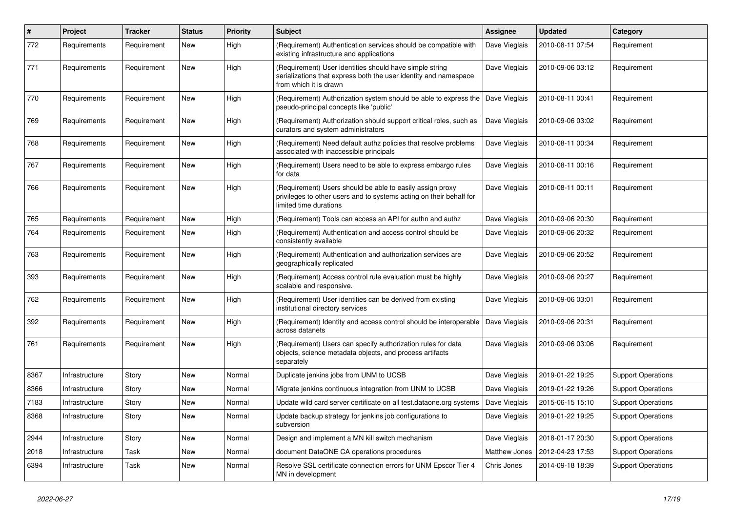| # | Project | Tracker | Status | Priority | Subject | Assignee | Updated | Category |
|---|---|---|---|---|---|---|---|---|
| 772 | Requirements | Requirement | New | High | (Requirement) Authentication services should be compatible with existing infrastructure and applications | Dave Vieglais | 2010-08-11 07:54 | Requirement |
| 771 | Requirements | Requirement | New | High | (Requirement) User identities should have simple string serializations that express both the user identity and namespace from which it is drawn | Dave Vieglais | 2010-09-06 03:12 | Requirement |
| 770 | Requirements | Requirement | New | High | (Requirement) Authorization system should be able to express the pseudo-principal concepts like 'public' | Dave Vieglais | 2010-08-11 00:41 | Requirement |
| 769 | Requirements | Requirement | New | High | (Requirement) Authorization should support critical roles, such as curators and system administrators | Dave Vieglais | 2010-09-06 03:02 | Requirement |
| 768 | Requirements | Requirement | New | High | (Requirement) Need default authz policies that resolve problems associated with inaccessible principals | Dave Vieglais | 2010-08-11 00:34 | Requirement |
| 767 | Requirements | Requirement | New | High | (Requirement) Users need to be able to express embargo rules for data | Dave Vieglais | 2010-08-11 00:16 | Requirement |
| 766 | Requirements | Requirement | New | High | (Requirement) Users should be able to easily assign proxy privileges to other users and to systems acting on their behalf for limited time durations | Dave Vieglais | 2010-08-11 00:11 | Requirement |
| 765 | Requirements | Requirement | New | High | (Requirement) Tools can access an API for authn and authz | Dave Vieglais | 2010-09-06 20:30 | Requirement |
| 764 | Requirements | Requirement | New | High | (Requirement) Authentication and access control should be consistently available | Dave Vieglais | 2010-09-06 20:32 | Requirement |
| 763 | Requirements | Requirement | New | High | (Requirement) Authentication and authorization services are geographically replicated | Dave Vieglais | 2010-09-06 20:52 | Requirement |
| 393 | Requirements | Requirement | New | High | (Requirement) Access control rule evaluation must be highly scalable and responsive. | Dave Vieglais | 2010-09-06 20:27 | Requirement |
| 762 | Requirements | Requirement | New | High | (Requirement) User identities can be derived from existing institutional directory services | Dave Vieglais | 2010-09-06 03:01 | Requirement |
| 392 | Requirements | Requirement | New | High | (Requirement) Identity and access control should be interoperable across datanets | Dave Vieglais | 2010-09-06 20:31 | Requirement |
| 761 | Requirements | Requirement | New | High | (Requirement) Users can specify authorization rules for data objects, science metadata objects, and process artifacts separately | Dave Vieglais | 2010-09-06 03:06 | Requirement |
| 8367 | Infrastructure | Story | New | Normal | Duplicate jenkins jobs from UNM to UCSB | Dave Vieglais | 2019-01-22 19:25 | Support Operations |
| 8366 | Infrastructure | Story | New | Normal | Migrate jenkins continuous integration from UNM to UCSB | Dave Vieglais | 2019-01-22 19:26 | Support Operations |
| 7183 | Infrastructure | Story | New | Normal | Update wild card server certificate on all test.dataone.org systems | Dave Vieglais | 2015-06-15 15:10 | Support Operations |
| 8368 | Infrastructure | Story | New | Normal | Update backup strategy for jenkins job configurations to subversion | Dave Vieglais | 2019-01-22 19:25 | Support Operations |
| 2944 | Infrastructure | Story | New | Normal | Design and implement a MN kill switch mechanism | Dave Vieglais | 2018-01-17 20:30 | Support Operations |
| 2018 | Infrastructure | Task | New | Normal | document DataONE CA operations procedures | Matthew Jones | 2012-04-23 17:53 | Support Operations |
| 6394 | Infrastructure | Task | New | Normal | Resolve SSL certificate connection errors for UNM Epscor Tier 4 MN in development | Chris Jones | 2014-09-18 18:39 | Support Operations |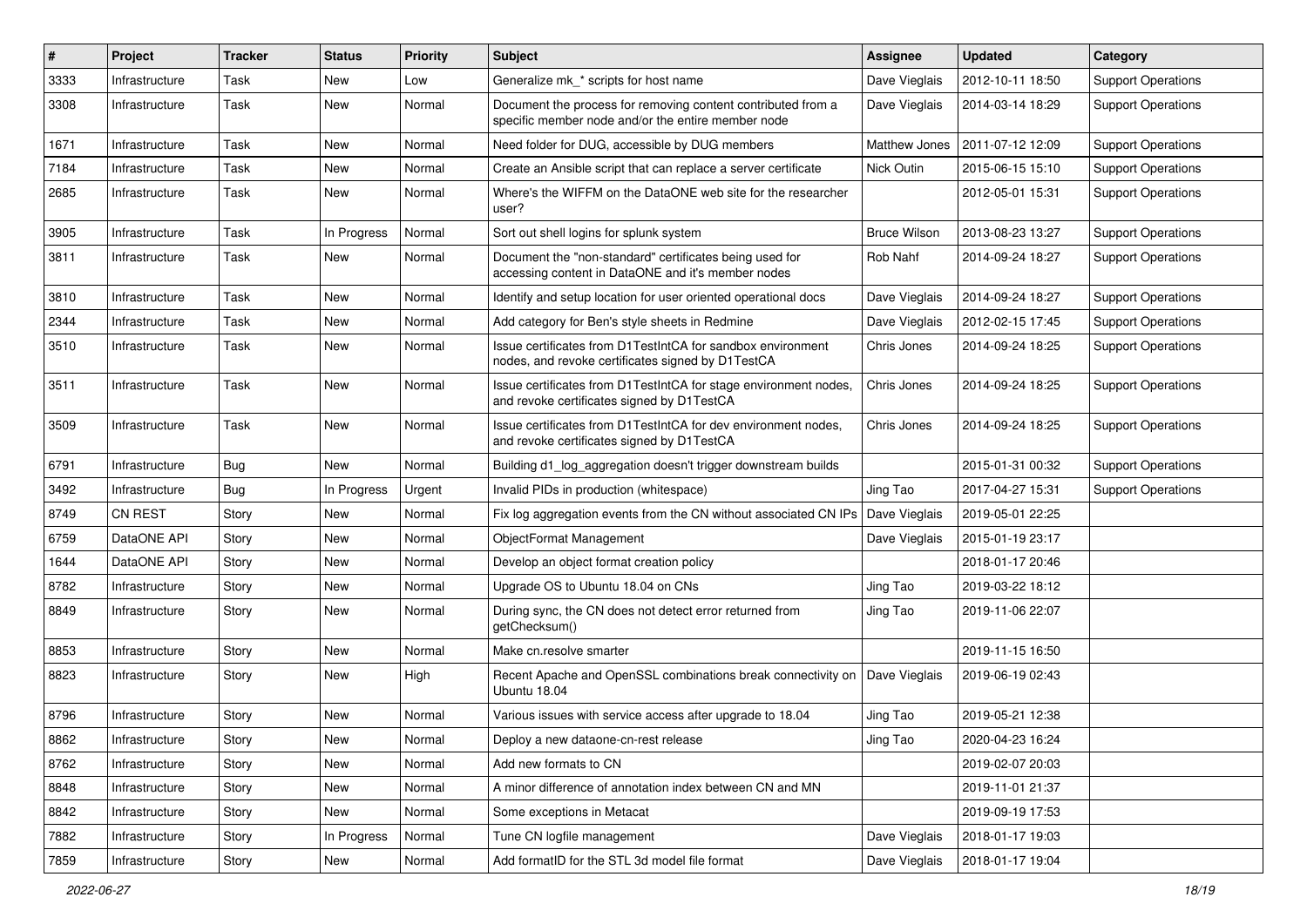| # | Project | Tracker | Status | Priority | Subject | Assignee | Updated | Category |
|---|---|---|---|---|---|---|---|---|
| 3333 | Infrastructure | Task | New | Low | Generalize mk_* scripts for host name | Dave Vieglais | 2012-10-11 18:50 | Support Operations |
| 3308 | Infrastructure | Task | New | Normal | Document the process for removing content contributed from a specific member node and/or the entire member node | Dave Vieglais | 2014-03-14 18:29 | Support Operations |
| 1671 | Infrastructure | Task | New | Normal | Need folder for DUG, accessible by DUG members | Matthew Jones | 2011-07-12 12:09 | Support Operations |
| 7184 | Infrastructure | Task | New | Normal | Create an Ansible script that can replace a server certificate | Nick Outin | 2015-06-15 15:10 | Support Operations |
| 2685 | Infrastructure | Task | New | Normal | Where's the WIFFM on the DataONE web site for the researcher user? | | 2012-05-01 15:31 | Support Operations |
| 3905 | Infrastructure | Task | In Progress | Normal | Sort out shell logins for splunk system | Bruce Wilson | 2013-08-23 13:27 | Support Operations |
| 3811 | Infrastructure | Task | New | Normal | Document the "non-standard" certificates being used for accessing content in DataONE and it's member nodes | Rob Nahf | 2014-09-24 18:27 | Support Operations |
| 3810 | Infrastructure | Task | New | Normal | Identify and setup location for user oriented operational docs | Dave Vieglais | 2014-09-24 18:27 | Support Operations |
| 2344 | Infrastructure | Task | New | Normal | Add category for Ben's style sheets in Redmine | Dave Vieglais | 2012-02-15 17:45 | Support Operations |
| 3510 | Infrastructure | Task | New | Normal | Issue certificates from D1TestIntCA for sandbox environment nodes, and revoke certificates signed by D1TestCA | Chris Jones | 2014-09-24 18:25 | Support Operations |
| 3511 | Infrastructure | Task | New | Normal | Issue certificates from D1TestIntCA for stage environment nodes, and revoke certificates signed by D1TestCA | Chris Jones | 2014-09-24 18:25 | Support Operations |
| 3509 | Infrastructure | Task | New | Normal | Issue certificates from D1TestIntCA for dev environment nodes, and revoke certificates signed by D1TestCA | Chris Jones | 2014-09-24 18:25 | Support Operations |
| 6791 | Infrastructure | Bug | New | Normal | Building d1_log_aggregation doesn't trigger downstream builds | | 2015-01-31 00:32 | Support Operations |
| 3492 | Infrastructure | Bug | In Progress | Urgent | Invalid PIDs in production (whitespace) | Jing Tao | 2017-04-27 15:31 | Support Operations |
| 8749 | CN REST | Story | New | Normal | Fix log aggregation events from the CN without associated CN IPs | Dave Vieglais | 2019-05-01 22:25 | |
| 6759 | DataONE API | Story | New | Normal | ObjectFormat Management | Dave Vieglais | 2015-01-19 23:17 | |
| 1644 | DataONE API | Story | New | Normal | Develop an object format creation policy | | 2018-01-17 20:46 | |
| 8782 | Infrastructure | Story | New | Normal | Upgrade OS to Ubuntu 18.04 on CNs | Jing Tao | 2019-03-22 18:12 | |
| 8849 | Infrastructure | Story | New | Normal | During sync, the CN does not detect error returned from getChecksum() | Jing Tao | 2019-11-06 22:07 | |
| 8853 | Infrastructure | Story | New | Normal | Make cn.resolve smarter | | 2019-11-15 16:50 | |
| 8823 | Infrastructure | Story | New | High | Recent Apache and OpenSSL combinations break connectivity on Ubuntu 18.04 | Dave Vieglais | 2019-06-19 02:43 | |
| 8796 | Infrastructure | Story | New | Normal | Various issues with service access after upgrade to 18.04 | Jing Tao | 2019-05-21 12:38 | |
| 8862 | Infrastructure | Story | New | Normal | Deploy a new dataone-cn-rest release | Jing Tao | 2020-04-23 16:24 | |
| 8762 | Infrastructure | Story | New | Normal | Add new formats to CN | | 2019-02-07 20:03 | |
| 8848 | Infrastructure | Story | New | Normal | A minor difference of annotation index between CN and MN | | 2019-11-01 21:37 | |
| 8842 | Infrastructure | Story | New | Normal | Some exceptions in Metacat | | 2019-09-19 17:53 | |
| 7882 | Infrastructure | Story | In Progress | Normal | Tune CN logfile management | Dave Vieglais | 2018-01-17 19:03 | |
| 7859 | Infrastructure | Story | New | Normal | Add formatID for the STL 3d model file format | Dave Vieglais | 2018-01-17 19:04 | |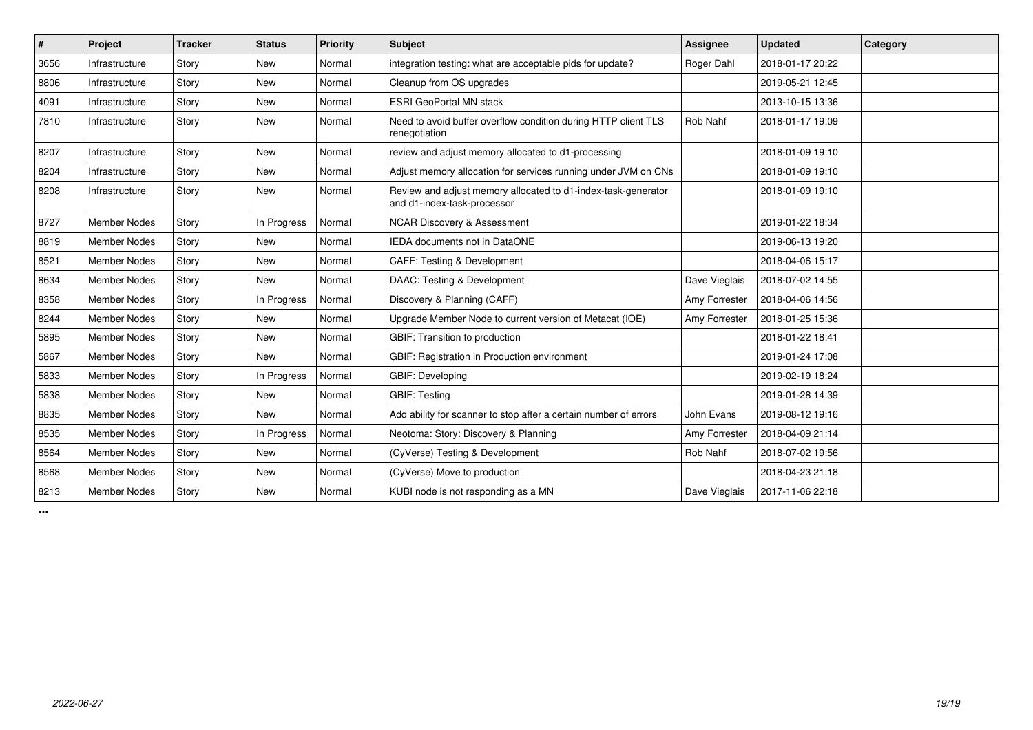| # | Project | Tracker | Status | Priority | Subject | Assignee | Updated | Category |
|---|---|---|---|---|---|---|---|---|
| 3656 | Infrastructure | Story | New | Normal | integration testing: what are acceptable pids for update? | Roger Dahl | 2018-01-17 20:22 | |
| 8806 | Infrastructure | Story | New | Normal | Cleanup from OS upgrades | | 2019-05-21 12:45 | |
| 4091 | Infrastructure | Story | New | Normal | ESRI GeoPortal MN stack | | 2013-10-15 13:36 | |
| 7810 | Infrastructure | Story | New | Normal | Need to avoid buffer overflow condition during HTTP client TLS renegotiation | Rob Nahf | 2018-01-17 19:09 | |
| 8207 | Infrastructure | Story | New | Normal | review and adjust memory allocated to d1-processing | | 2018-01-09 19:10 | |
| 8204 | Infrastructure | Story | New | Normal | Adjust memory allocation for services running under JVM on CNs | | 2018-01-09 19:10 | |
| 8208 | Infrastructure | Story | New | Normal | Review and adjust memory allocated to d1-index-task-generator and d1-index-task-processor | | 2018-01-09 19:10 | |
| 8727 | Member Nodes | Story | In Progress | Normal | NCAR Discovery & Assessment | | 2019-01-22 18:34 | |
| 8819 | Member Nodes | Story | New | Normal | IEDA documents not in DataONE | | 2019-06-13 19:20 | |
| 8521 | Member Nodes | Story | New | Normal | CAFF: Testing & Development | | 2018-04-06 15:17 | |
| 8634 | Member Nodes | Story | New | Normal | DAAC: Testing & Development | Dave Vieglais | 2018-07-02 14:55 | |
| 8358 | Member Nodes | Story | In Progress | Normal | Discovery & Planning (CAFF) | Amy Forrester | 2018-04-06 14:56 | |
| 8244 | Member Nodes | Story | New | Normal | Upgrade Member Node to current version of Metacat (IOE) | Amy Forrester | 2018-01-25 15:36 | |
| 5895 | Member Nodes | Story | New | Normal | GBIF: Transition to production | | 2018-01-22 18:41 | |
| 5867 | Member Nodes | Story | New | Normal | GBIF: Registration in Production environment | | 2019-01-24 17:08 | |
| 5833 | Member Nodes | Story | In Progress | Normal | GBIF: Developing | | 2019-02-19 18:24 | |
| 5838 | Member Nodes | Story | New | Normal | GBIF: Testing | | 2019-01-28 14:39 | |
| 8835 | Member Nodes | Story | New | Normal | Add ability for scanner to stop after a certain number of errors | John Evans | 2019-08-12 19:16 | |
| 8535 | Member Nodes | Story | In Progress | Normal | Neotoma: Story: Discovery & Planning | Amy Forrester | 2018-04-09 21:14 | |
| 8564 | Member Nodes | Story | New | Normal | (CyVerse) Testing & Development | Rob Nahf | 2018-07-02 19:56 | |
| 8568 | Member Nodes | Story | New | Normal | (CyVerse) Move to production | | 2018-04-23 21:18 | |
| 8213 | Member Nodes | Story | New | Normal | KUBI node is not responding as a MN | Dave Vieglais | 2017-11-06 22:18 | |

...